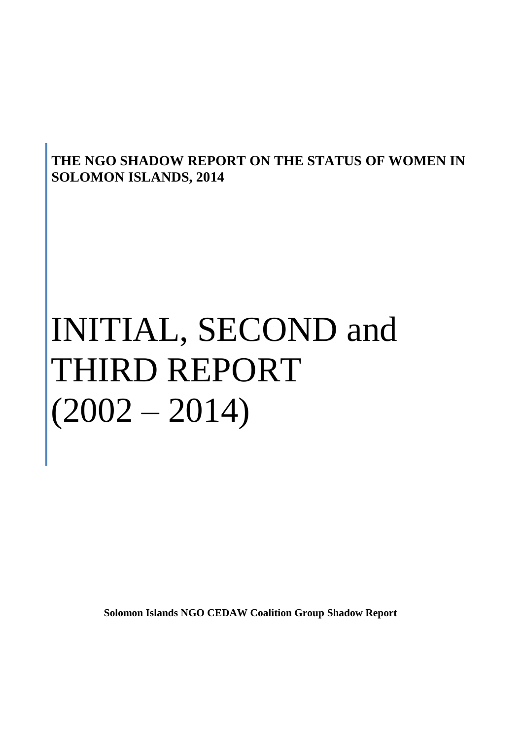**THE NGO SHADOW REPORT ON THE STATUS OF WOMEN IN SOLOMON ISLANDS, 2014**

# INITIAL, SECOND and THIRD REPORT (2002 – 2014)

**Solomon Islands NGO CEDAW Coalition Group Shadow Report**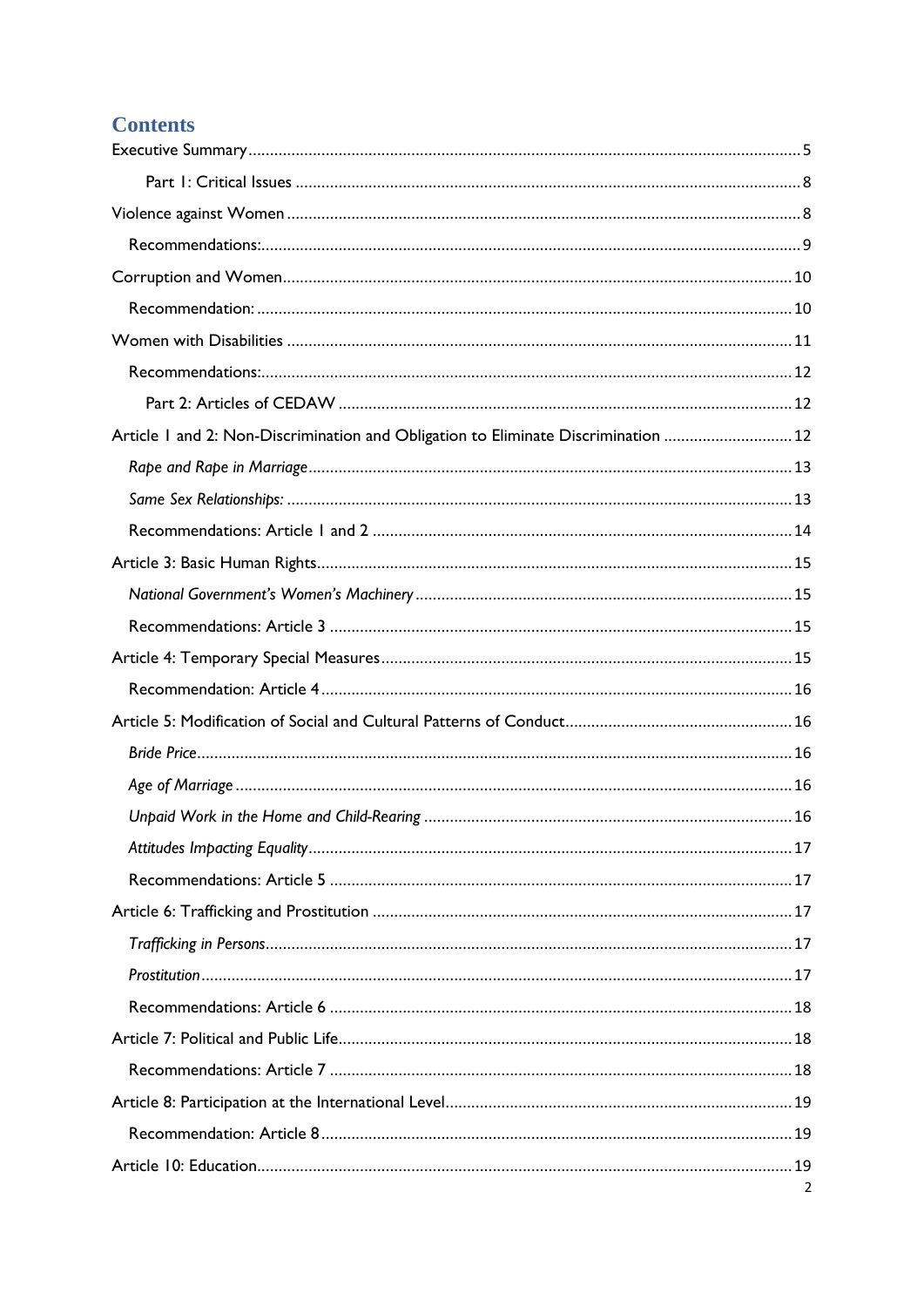# Contents

Executive Summary ..... 5

Part 1: Critical Issues ..... 8

Violence against Women ..... 8

Recommendations: ..... 9

Corruption and Women ..... 10

Recommendation: ..... 10

Women with Disabilities ..... 11

Recommendations: ..... 12

Part 2: Articles of CEDAW ..... 12

Article 1 and 2: Non-Discrimination and Obligation to Eliminate Discrimination ..... 12

*Rape and Rape in Marriage* ..... 13

*Same Sex Relationships:* ..... 13

Recommendations: Article 1 and 2 ..... 14

Article 3: Basic Human Rights ..... 15

*National Government's Women's Machinery* ..... 15

Recommendations: Article 3 ..... 15

Article 4: Temporary Special Measures ..... 15

Recommendation: Article 4 ..... 16

Article 5: Modification of Social and Cultural Patterns of Conduct ..... 16

*Bride Price* ..... 16

*Age of Marriage* ..... 16

*Unpaid Work in the Home and Child-Rearing* ..... 16

*Attitudes Impacting Equality* ..... 17

Recommendations: Article 5 ..... 17

Article 6: Trafficking and Prostitution ..... 17

*Trafficking in Persons* ..... 17

*Prostitution* ..... 17

Recommendations: Article 6 ..... 18

Article 7: Political and Public Life ..... 18

Recommendations: Article 7 ..... 18

Article 8: Participation at the International Level ..... 19

Recommendation: Article 8 ..... 19

Article 10: Education ..... 19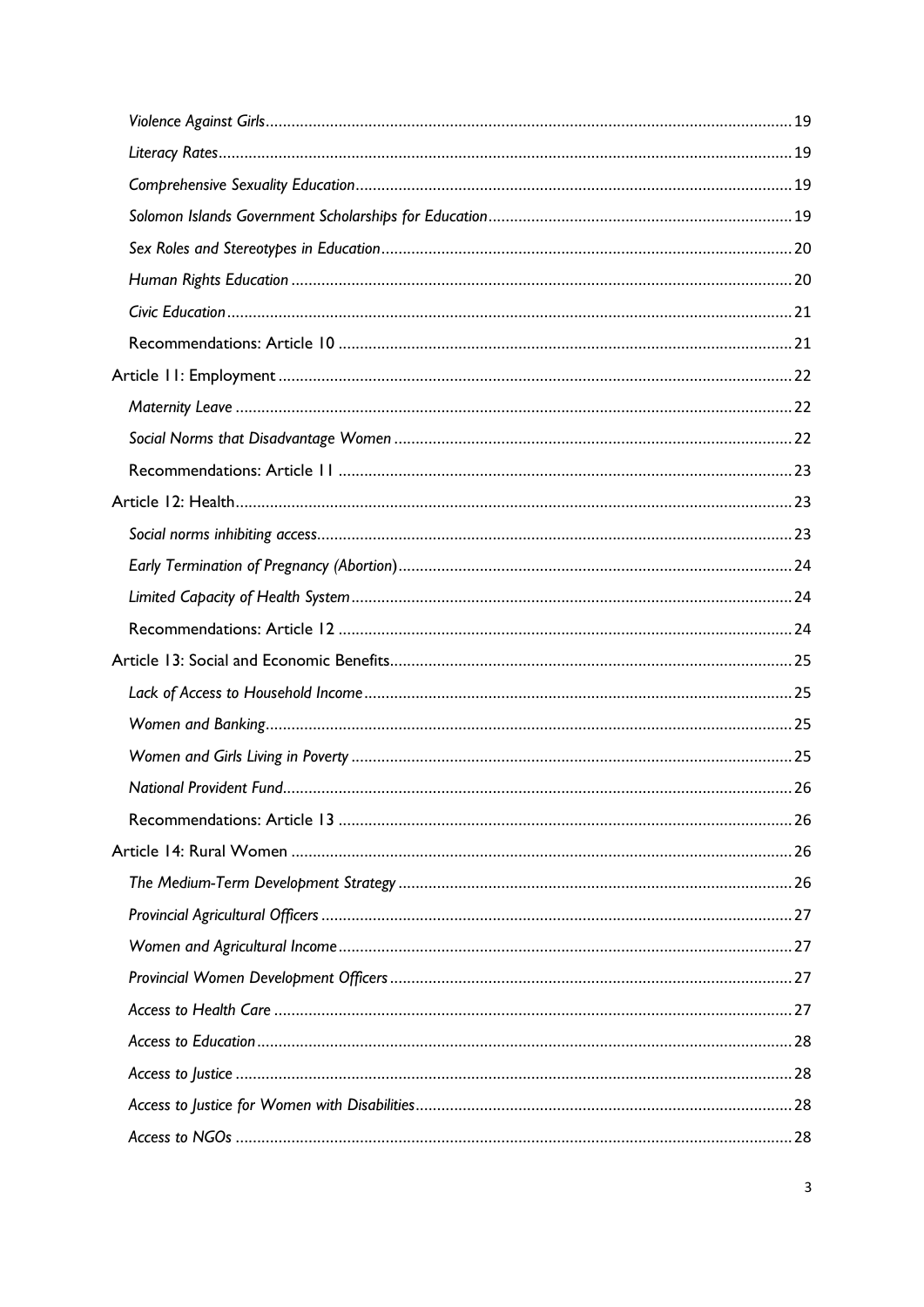*Violence Against Girls* ........................................................................ 19

*Literacy Rates* ........................................................................ 19

*Comprehensive Sexuality Education* ........................................................................ 19

*Solomon Islands Government Scholarships for Education* ........................................................................ 19

*Sex Roles and Stereotypes in Education* ........................................................................ 20

*Human Rights Education* ........................................................................ 20

*Civic Education* ........................................................................ 21

Recommendations: Article 10 ........................................................................ 21

Article 11: Employment ........................................................................ 22

*Maternity Leave* ........................................................................ 22

*Social Norms that Disadvantage Women* ........................................................................ 22

Recommendations: Article 11 ........................................................................ 23

Article 12: Health ........................................................................ 23

*Social norms inhibiting access* ........................................................................ 23

*Early Termination of Pregnancy (Abortion)* ........................................................................ 24

*Limited Capacity of Health System* ........................................................................ 24

Recommendations: Article 12 ........................................................................ 24

Article 13: Social and Economic Benefits ........................................................................ 25

*Lack of Access to Household Income* ........................................................................ 25

*Women and Banking* ........................................................................ 25

*Women and Girls Living in Poverty* ........................................................................ 25

*National Provident Fund* ........................................................................ 26

Recommendations: Article 13 ........................................................................ 26

Article 14: Rural Women ........................................................................ 26

*The Medium-Term Development Strategy* ........................................................................ 26

*Provincial Agricultural Officers* ........................................................................ 27

*Women and Agricultural Income* ........................................................................ 27

*Provincial Women Development Officers* ........................................................................ 27

*Access to Health Care* ........................................................................ 27

*Access to Education* ........................................................................ 28

*Access to Justice* ........................................................................ 28

*Access to Justice for Women with Disabilities* ........................................................................ 28

*Access to NGOs* ........................................................................ 28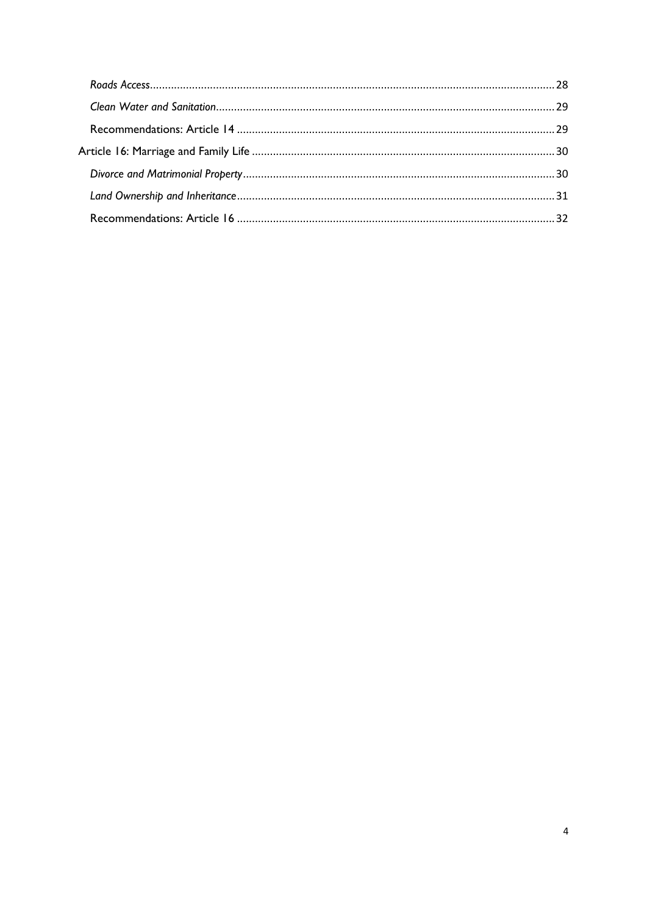*Roads Access* ..... 28

*Clean Water and Sanitation* ..... 29

Recommendations: Article 14 ..... 29

Article 16: Marriage and Family Life ..... 30

*Divorce and Matrimonial Property* ..... 30

*Land Ownership and Inheritance* ..... 31

Recommendations: Article 16 ..... 32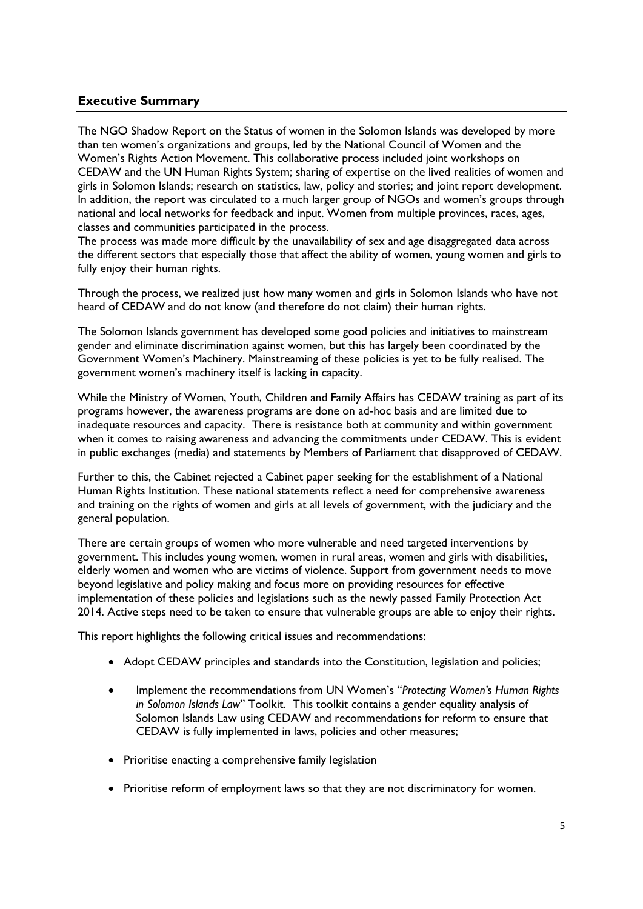## Executive Summary

The NGO Shadow Report on the Status of women in the Solomon Islands was developed by more than ten women's organizations and groups, led by the National Council of Women and the Women's Rights Action Movement. This collaborative process included joint workshops on CEDAW and the UN Human Rights System; sharing of expertise on the lived realities of women and girls in Solomon Islands; research on statistics, law, policy and stories; and joint report development. In addition, the report was circulated to a much larger group of NGOs and women's groups through national and local networks for feedback and input. Women from multiple provinces, races, ages, classes and communities participated in the process.

The process was made more difficult by the unavailability of sex and age disaggregated data across the different sectors that especially those that affect the ability of women, young women and girls to fully enjoy their human rights.

Through the process, we realized just how many women and girls in Solomon Islands who have not heard of CEDAW and do not know (and therefore do not claim) their human rights.

The Solomon Islands government has developed some good policies and initiatives to mainstream gender and eliminate discrimination against women, but this has largely been coordinated by the Government Women's Machinery. Mainstreaming of these policies is yet to be fully realised. The government women's machinery itself is lacking in capacity.

While the Ministry of Women, Youth, Children and Family Affairs has CEDAW training as part of its programs however, the awareness programs are done on ad-hoc basis and are limited due to inadequate resources and capacity. There is resistance both at community and within government when it comes to raising awareness and advancing the commitments under CEDAW. This is evident in public exchanges (media) and statements by Members of Parliament that disapproved of CEDAW.

Further to this, the Cabinet rejected a Cabinet paper seeking for the establishment of a National Human Rights Institution. These national statements reflect a need for comprehensive awareness and training on the rights of women and girls at all levels of government, with the judiciary and the general population.

There are certain groups of women who more vulnerable and need targeted interventions by government. This includes young women, women in rural areas, women and girls with disabilities, elderly women and women who are victims of violence. Support from government needs to move beyond legislative and policy making and focus more on providing resources for effective implementation of these policies and legislations such as the newly passed Family Protection Act 2014. Active steps need to be taken to ensure that vulnerable groups are able to enjoy their rights.

This report highlights the following critical issues and recommendations:

- Adopt CEDAW principles and standards into the Constitution, legislation and policies;
- Implement the recommendations from UN Women's "*Protecting Women's Human Rights in Solomon Islands Law*" Toolkit. This toolkit contains a gender equality analysis of Solomon Islands Law using CEDAW and recommendations for reform to ensure that CEDAW is fully implemented in laws, policies and other measures;
- Prioritise enacting a comprehensive family legislation
- Prioritise reform of employment laws so that they are not discriminatory for women.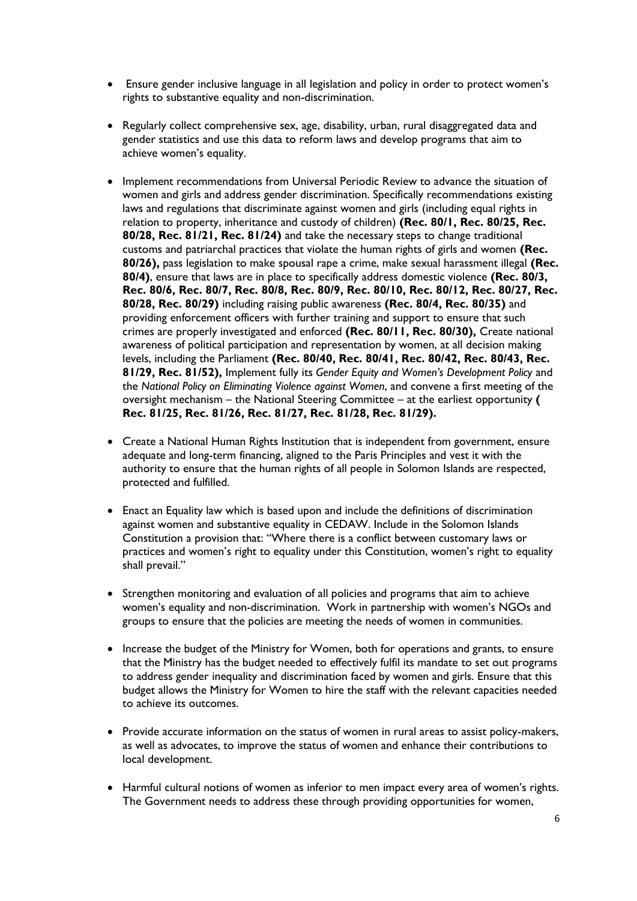- Ensure gender inclusive language in all legislation and policy in order to protect women's rights to substantive equality and non-discrimination.

- Regularly collect comprehensive sex, age, disability, urban, rural disaggregated data and gender statistics and use this data to reform laws and develop programs that aim to achieve women's equality.

- Implement recommendations from Universal Periodic Review to advance the situation of women and girls and address gender discrimination. Specifically recommendations existing laws and regulations that discriminate against women and girls (including equal rights in relation to property, inheritance and custody of children) **(Rec. 80/1, Rec. 80/25, Rec. 80/28, Rec. 81/21, Rec. 81/24)** and take the necessary steps to change traditional customs and patriarchal practices that violate the human rights of girls and women **(Rec. 80/26),** pass legislation to make spousal rape a crime, make sexual harassment illegal **(Rec. 80/4)**, ensure that laws are in place to specifically address domestic violence **(Rec. 80/3, Rec. 80/6, Rec. 80/7, Rec. 80/8, Rec. 80/9, Rec. 80/10, Rec. 80/12, Rec. 80/27, Rec. 80/28, Rec. 80/29)** including raising public awareness **(Rec. 80/4, Rec. 80/35)** and providing enforcement officers with further training and support to ensure that such crimes are properly investigated and enforced **(Rec. 80/11, Rec. 80/30),** Create national awareness of political participation and representation by women, at all decision making levels, including the Parliament **(Rec. 80/40, Rec. 80/41, Rec. 80/42, Rec. 80/43, Rec. 81/29, Rec. 81/52),** Implement fully its *Gender Equity and Women's Development Policy* and the *National Policy on Eliminating Violence against Women*, and convene a first meeting of the oversight mechanism – the National Steering Committee – at the earliest opportunity **( Rec. 81/25, Rec. 81/26, Rec. 81/27, Rec. 81/28, Rec. 81/29).**

- Create a National Human Rights Institution that is independent from government, ensure adequate and long-term financing, aligned to the Paris Principles and vest it with the authority to ensure that the human rights of all people in Solomon Islands are respected, protected and fulfilled.

- Enact an Equality law which is based upon and include the definitions of discrimination against women and substantive equality in CEDAW. Include in the Solomon Islands Constitution a provision that: "Where there is a conflict between customary laws or practices and women's right to equality under this Constitution, women's right to equality shall prevail."

- Strengthen monitoring and evaluation of all policies and programs that aim to achieve women's equality and non-discrimination. Work in partnership with women's NGOs and groups to ensure that the policies are meeting the needs of women in communities.

- Increase the budget of the Ministry for Women, both for operations and grants, to ensure that the Ministry has the budget needed to effectively fulfil its mandate to set out programs to address gender inequality and discrimination faced by women and girls. Ensure that this budget allows the Ministry for Women to hire the staff with the relevant capacities needed to achieve its outcomes.

- Provide accurate information on the status of women in rural areas to assist policy-makers, as well as advocates, to improve the status of women and enhance their contributions to local development.

- Harmful cultural notions of women as inferior to men impact every area of women's rights. The Government needs to address these through providing opportunities for women,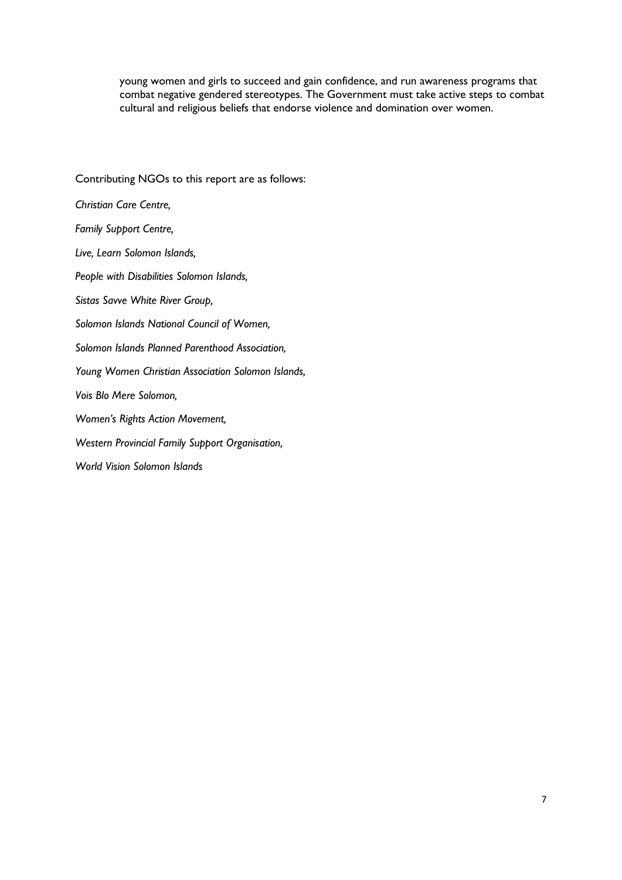young women and girls to succeed and gain confidence, and run awareness programs that combat negative gendered stereotypes. The Government must take active steps to combat cultural and religious beliefs that endorse violence and domination over women.

Contributing NGOs to this report are as follows:

*Christian Care Centre,*

*Family Support Centre,*

*Live, Learn Solomon Islands,*

*People with Disabilities Solomon Islands,*

*Sistas Savve White River Group,*

*Solomon Islands National Council of Women,*

*Solomon Islands Planned Parenthood Association,*

*Young Women Christian Association Solomon Islands,*

*Vois Blo Mere Solomon,*

*Women's Rights Action Movement,*

*Western Provincial Family Support Organisation,*

*World Vision Solomon Islands*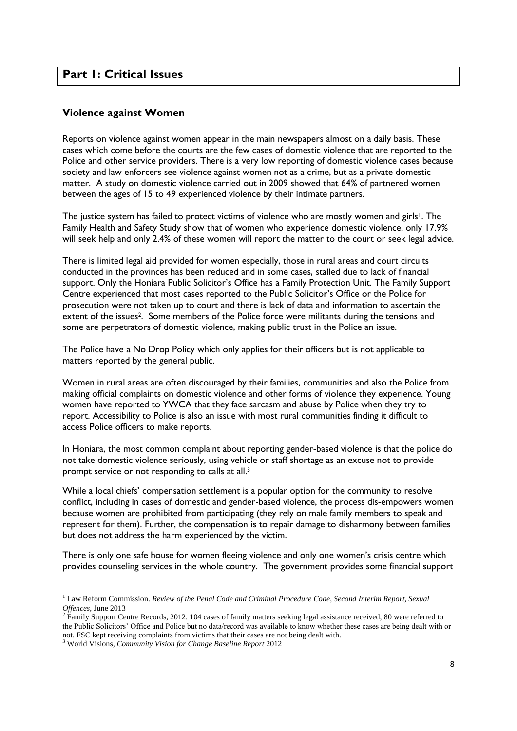# Part 1: Critical Issues

## Violence against Women

Reports on violence against women appear in the main newspapers almost on a daily basis. These cases which come before the courts are the few cases of domestic violence that are reported to the Police and other service providers. There is a very low reporting of domestic violence cases because society and law enforcers see violence against women not as a crime, but as a private domestic matter. A study on domestic violence carried out in 2009 showed that 64% of partnered women between the ages of 15 to 49 experienced violence by their intimate partners.

The justice system has failed to protect victims of violence who are mostly women and girls[1]. The Family Health and Safety Study show that of women who experience domestic violence, only 17.9% will seek help and only 2.4% of these women will report the matter to the court or seek legal advice.

There is limited legal aid provided for women especially, those in rural areas and court circuits conducted in the provinces has been reduced and in some cases, stalled due to lack of financial support. Only the Honiara Public Solicitor's Office has a Family Protection Unit. The Family Support Centre experienced that most cases reported to the Public Solicitor's Office or the Police for prosecution were not taken up to court and there is lack of data and information to ascertain the extent of the issues[2]. Some members of the Police force were militants during the tensions and some are perpetrators of domestic violence, making public trust in the Police an issue.

The Police have a No Drop Policy which only applies for their officers but is not applicable to matters reported by the general public.

Women in rural areas are often discouraged by their families, communities and also the Police from making official complaints on domestic violence and other forms of violence they experience. Young women have reported to YWCA that they face sarcasm and abuse by Police when they try to report. Accessibility to Police is also an issue with most rural communities finding it difficult to access Police officers to make reports.

In Honiara, the most common complaint about reporting gender-based violence is that the police do not take domestic violence seriously, using vehicle or staff shortage as an excuse not to provide prompt service or not responding to calls at all.[3]

While a local chiefs' compensation settlement is a popular option for the community to resolve conflict, including in cases of domestic and gender-based violence, the process dis-empowers women because women are prohibited from participating (they rely on male family members to speak and represent for them). Further, the compensation is to repair damage to disharmony between families but does not address the harm experienced by the victim.

There is only one safe house for women fleeing violence and only one women's crisis centre which provides counseling services in the whole country. The government provides some financial support

---

[1] Law Reform Commission. *Review of the Penal Code and Criminal Procedure Code, Second Interim Report, Sexual Offences*, June 2013

[2] Family Support Centre Records, 2012. 104 cases of family matters seeking legal assistance received, 80 were referred to the Public Solicitors' Office and Police but no data/record was available to know whether these cases are being dealt with or not. FSC kept receiving complaints from victims that their cases are not being dealt with.

[3] World Visions, *Community Vision for Change Baseline Report* 2012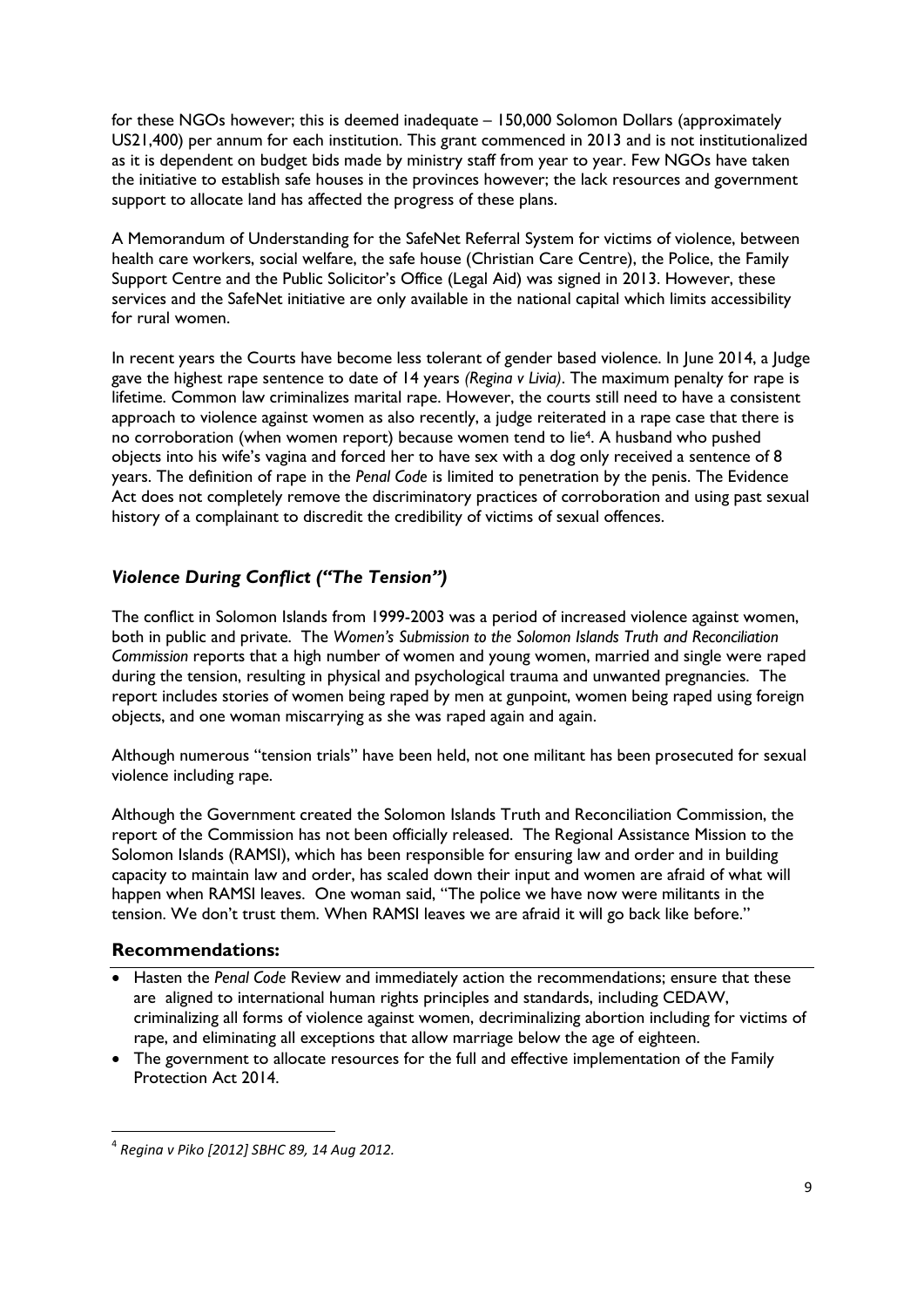for these NGOs however; this is deemed inadequate – 150,000 Solomon Dollars (approximately US21,400) per annum for each institution. This grant commenced in 2013 and is not institutionalized as it is dependent on budget bids made by ministry staff from year to year. Few NGOs have taken the initiative to establish safe houses in the provinces however; the lack resources and government support to allocate land has affected the progress of these plans.

A Memorandum of Understanding for the SafeNet Referral System for victims of violence, between health care workers, social welfare, the safe house (Christian Care Centre), the Police, the Family Support Centre and the Public Solicitor's Office (Legal Aid) was signed in 2013. However, these services and the SafeNet initiative are only available in the national capital which limits accessibility for rural women.

In recent years the Courts have become less tolerant of gender based violence. In June 2014, a Judge gave the highest rape sentence to date of 14 years *(Regina v Livia)*. The maximum penalty for rape is lifetime. Common law criminalizes marital rape. However, the courts still need to have a consistent approach to violence against women as also recently, a judge reiterated in a rape case that there is no corroboration (when women report) because women tend to lie[4]. A husband who pushed objects into his wife's vagina and forced her to have sex with a dog only received a sentence of 8 years. The definition of rape in the *Penal Code* is limited to penetration by the penis. The Evidence Act does not completely remove the discriminatory practices of corroboration and using past sexual history of a complainant to discredit the credibility of victims of sexual offences.

## *Violence During Conflict ("The Tension")*

The conflict in Solomon Islands from 1999-2003 was a period of increased violence against women, both in public and private. The *Women's Submission to the Solomon Islands Truth and Reconciliation Commission* reports that a high number of women and young women, married and single were raped during the tension, resulting in physical and psychological trauma and unwanted pregnancies. The report includes stories of women being raped by men at gunpoint, women being raped using foreign objects, and one woman miscarrying as she was raped again and again.

Although numerous "tension trials" have been held, not one militant has been prosecuted for sexual violence including rape.

Although the Government created the Solomon Islands Truth and Reconciliation Commission, the report of the Commission has not been officially released. The Regional Assistance Mission to the Solomon Islands (RAMSI), which has been responsible for ensuring law and order and in building capacity to maintain law and order, has scaled down their input and women are afraid of what will happen when RAMSI leaves. One woman said, "The police we have now were militants in the tension. We don't trust them. When RAMSI leaves we are afraid it will go back like before."

### Recommendations:

- Hasten the *Penal Code* Review and immediately action the recommendations; ensure that these are aligned to international human rights principles and standards, including CEDAW, criminalizing all forms of violence against women, decriminalizing abortion including for victims of rape, and eliminating all exceptions that allow marriage below the age of eighteen.
- The government to allocate resources for the full and effective implementation of the Family Protection Act 2014.

[4] *Regina v Piko [2012] SBHC 89, 14 Aug 2012.*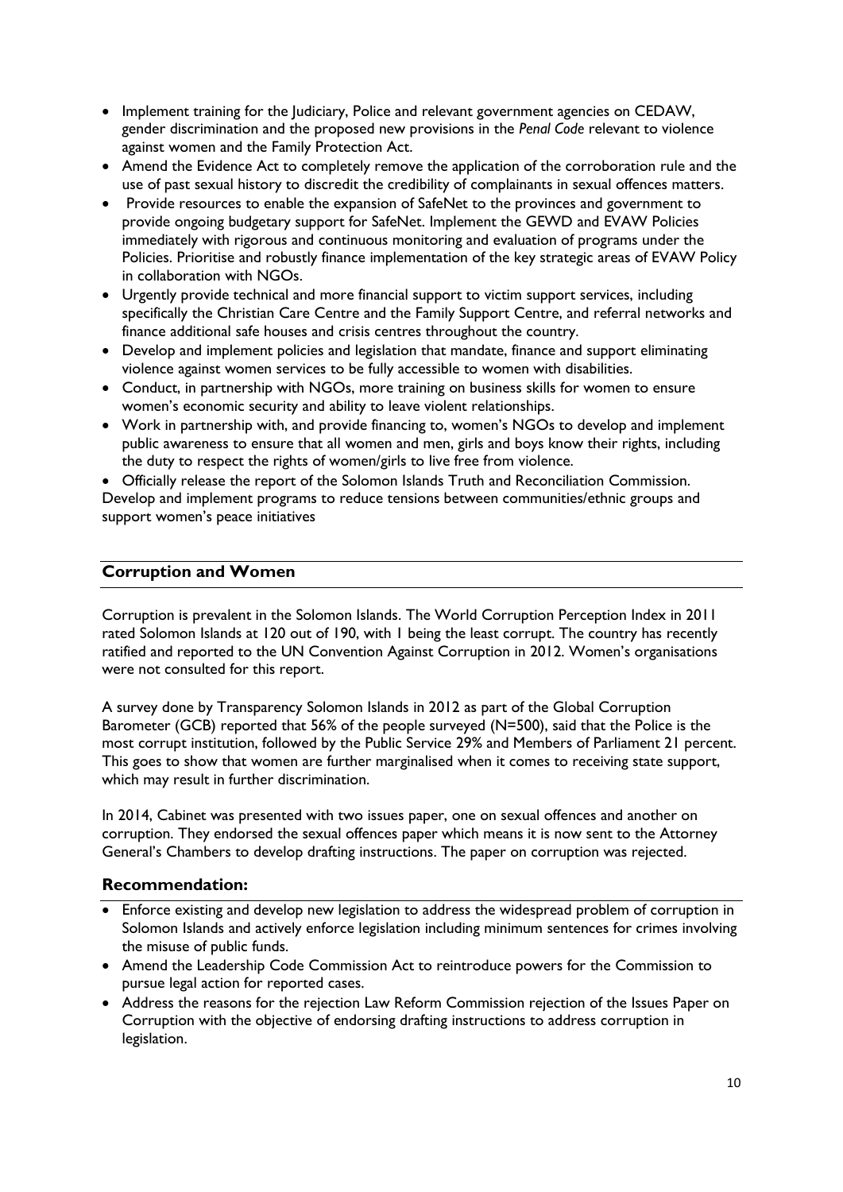- Implement training for the Judiciary, Police and relevant government agencies on CEDAW, gender discrimination and the proposed new provisions in the *Penal Code* relevant to violence against women and the Family Protection Act.
- Amend the Evidence Act to completely remove the application of the corroboration rule and the use of past sexual history to discredit the credibility of complainants in sexual offences matters.
- Provide resources to enable the expansion of SafeNet to the provinces and government to provide ongoing budgetary support for SafeNet. Implement the GEWD and EVAW Policies immediately with rigorous and continuous monitoring and evaluation of programs under the Policies. Prioritise and robustly finance implementation of the key strategic areas of EVAW Policy in collaboration with NGOs.
- Urgently provide technical and more financial support to victim support services, including specifically the Christian Care Centre and the Family Support Centre, and referral networks and finance additional safe houses and crisis centres throughout the country.
- Develop and implement policies and legislation that mandate, finance and support eliminating violence against women services to be fully accessible to women with disabilities.
- Conduct, in partnership with NGOs, more training on business skills for women to ensure women's economic security and ability to leave violent relationships.
- Work in partnership with, and provide financing to, women's NGOs to develop and implement public awareness to ensure that all women and men, girls and boys know their rights, including the duty to respect the rights of women/girls to live free from violence.
- Officially release the report of the Solomon Islands Truth and Reconciliation Commission.

Develop and implement programs to reduce tensions between communities/ethnic groups and support women's peace initiatives

## Corruption and Women

Corruption is prevalent in the Solomon Islands. The World Corruption Perception Index in 2011 rated Solomon Islands at 120 out of 190, with 1 being the least corrupt. The country has recently ratified and reported to the UN Convention Against Corruption in 2012. Women's organisations were not consulted for this report.

A survey done by Transparency Solomon Islands in 2012 as part of the Global Corruption Barometer (GCB) reported that 56% of the people surveyed (N=500), said that the Police is the most corrupt institution, followed by the Public Service 29% and Members of Parliament 21 percent. This goes to show that women are further marginalised when it comes to receiving state support, which may result in further discrimination.

In 2014, Cabinet was presented with two issues paper, one on sexual offences and another on corruption. They endorsed the sexual offences paper which means it is now sent to the Attorney General's Chambers to develop drafting instructions. The paper on corruption was rejected.

### Recommendation:

- Enforce existing and develop new legislation to address the widespread problem of corruption in Solomon Islands and actively enforce legislation including minimum sentences for crimes involving the misuse of public funds.
- Amend the Leadership Code Commission Act to reintroduce powers for the Commission to pursue legal action for reported cases.
- Address the reasons for the rejection Law Reform Commission rejection of the Issues Paper on Corruption with the objective of endorsing drafting instructions to address corruption in legislation.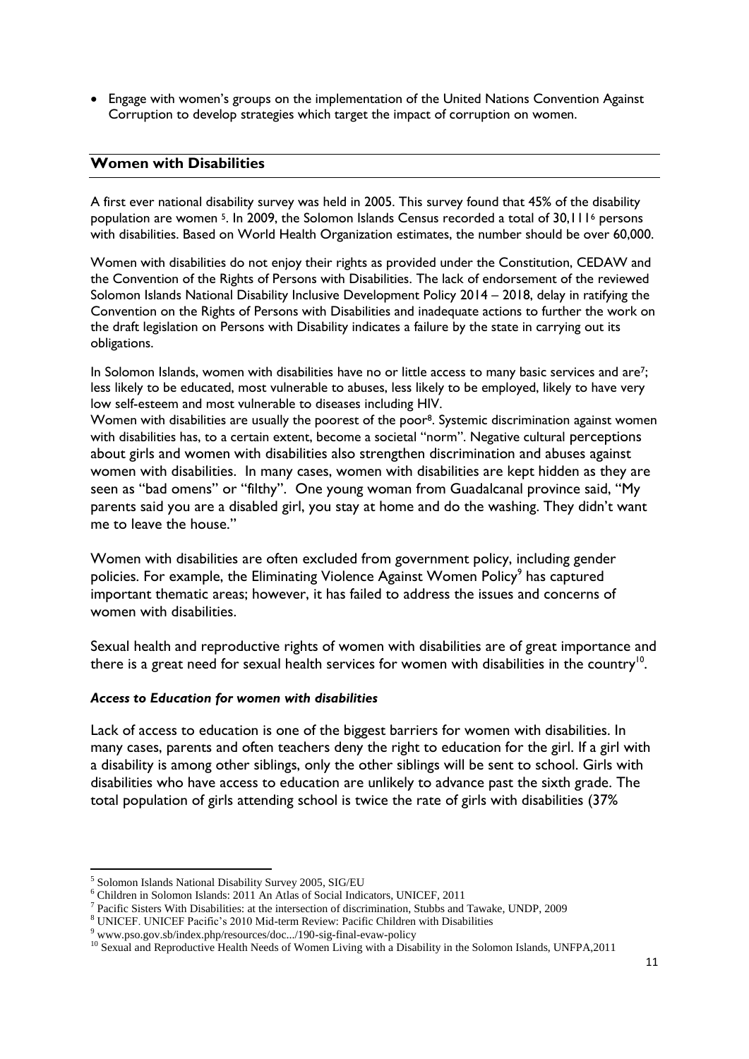- Engage with women's groups on the implementation of the United Nations Convention Against Corruption to develop strategies which target the impact of corruption on women.

## Women with Disabilities

A first ever national disability survey was held in 2005. This survey found that 45% of the disability population are women [5]. In 2009, the Solomon Islands Census recorded a total of 30,111[6] persons with disabilities. Based on World Health Organization estimates, the number should be over 60,000.

Women with disabilities do not enjoy their rights as provided under the Constitution, CEDAW and the Convention of the Rights of Persons with Disabilities. The lack of endorsement of the reviewed Solomon Islands National Disability Inclusive Development Policy 2014 – 2018, delay in ratifying the Convention on the Rights of Persons with Disabilities and inadequate actions to further the work on the draft legislation on Persons with Disability indicates a failure by the state in carrying out its obligations.

In Solomon Islands, women with disabilities have no or little access to many basic services and are[7]; less likely to be educated, most vulnerable to abuses, less likely to be employed, likely to have very low self-esteem and most vulnerable to diseases including HIV.

Women with disabilities are usually the poorest of the poor[8]. Systemic discrimination against women with disabilities has, to a certain extent, become a societal "norm". Negative cultural perceptions about girls and women with disabilities also strengthen discrimination and abuses against women with disabilities. In many cases, women with disabilities are kept hidden as they are seen as "bad omens" or "filthy". One young woman from Guadalcanal province said, "My parents said you are a disabled girl, you stay at home and do the washing. They didn't want me to leave the house."

Women with disabilities are often excluded from government policy, including gender policies. For example, the Eliminating Violence Against Women Policy[9] has captured important thematic areas; however, it has failed to address the issues and concerns of women with disabilities.

Sexual health and reproductive rights of women with disabilities are of great importance and there is a great need for sexual health services for women with disabilities in the country[10].

### *Access to Education for women with disabilities*

Lack of access to education is one of the biggest barriers for women with disabilities. In many cases, parents and often teachers deny the right to education for the girl. If a girl with a disability is among other siblings, only the other siblings will be sent to school. Girls with disabilities who have access to education are unlikely to advance past the sixth grade. The total population of girls attending school is twice the rate of girls with disabilities (37%

---

[5] Solomon Islands National Disability Survey 2005, SIG/EU

[6] Children in Solomon Islands: 2011 An Atlas of Social Indicators, UNICEF, 2011

[7] Pacific Sisters With Disabilities: at the intersection of discrimination, Stubbs and Tawake, UNDP, 2009

[8] UNICEF. UNICEF Pacific's 2010 Mid-term Review: Pacific Children with Disabilities

[9] www.pso.gov.sb/index.php/resources/doc.../190-sig-final-evaw-policy

[10] Sexual and Reproductive Health Needs of Women Living with a Disability in the Solomon Islands, UNFPA,2011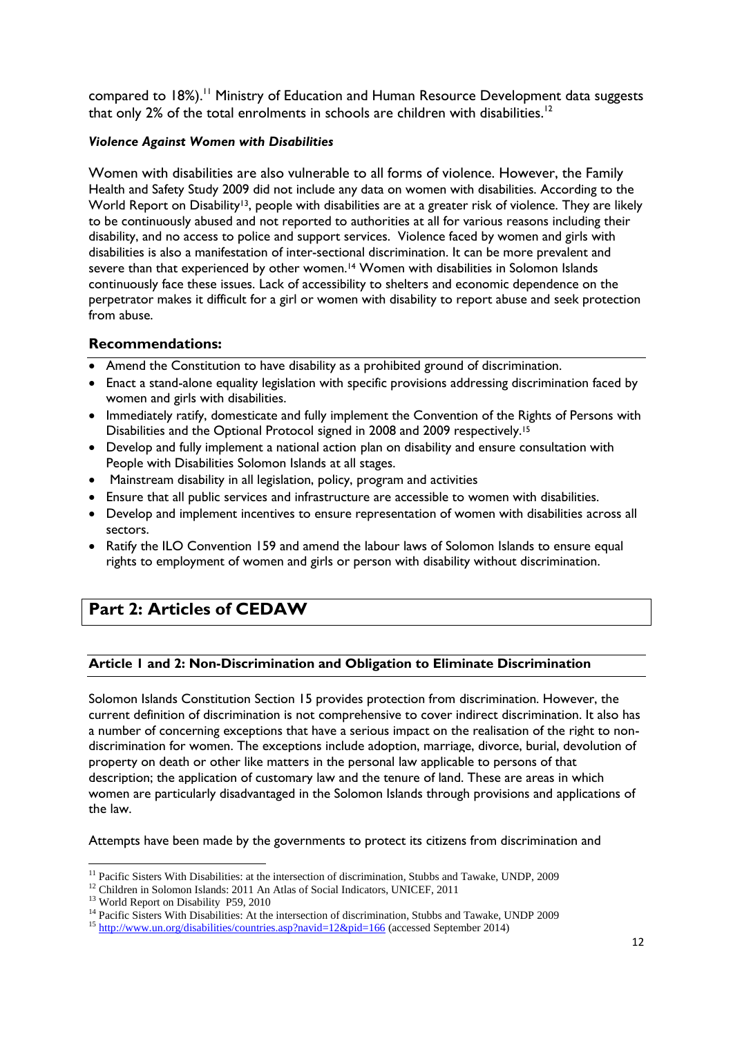compared to 18%).[11] Ministry of Education and Human Resource Development data suggests that only 2% of the total enrolments in schools are children with disabilities.[12]

### *Violence Against Women with Disabilities*

Women with disabilities are also vulnerable to all forms of violence. However, the Family Health and Safety Study 2009 did not include any data on women with disabilities. According to the World Report on Disability[13], people with disabilities are at a greater risk of violence. They are likely to be continuously abused and not reported to authorities at all for various reasons including their disability, and no access to police and support services. Violence faced by women and girls with disabilities is also a manifestation of inter-sectional discrimination. It can be more prevalent and severe than that experienced by other women.[14] Women with disabilities in Solomon Islands continuously face these issues. Lack of accessibility to shelters and economic dependence on the perpetrator makes it difficult for a girl or women with disability to report abuse and seek protection from abuse.

### Recommendations:

- Amend the Constitution to have disability as a prohibited ground of discrimination.
- Enact a stand-alone equality legislation with specific provisions addressing discrimination faced by women and girls with disabilities.
- Immediately ratify, domesticate and fully implement the Convention of the Rights of Persons with Disabilities and the Optional Protocol signed in 2008 and 2009 respectively.[15]
- Develop and fully implement a national action plan on disability and ensure consultation with People with Disabilities Solomon Islands at all stages.
- Mainstream disability in all legislation, policy, program and activities
- Ensure that all public services and infrastructure are accessible to women with disabilities.
- Develop and implement incentives to ensure representation of women with disabilities across all sectors.
- Ratify the ILO Convention 159 and amend the labour laws of Solomon Islands to ensure equal rights to employment of women and girls or person with disability without discrimination.

## Part 2: Articles of CEDAW

### Article 1 and 2: Non-Discrimination and Obligation to Eliminate Discrimination

Solomon Islands Constitution Section 15 provides protection from discrimination. However, the current definition of discrimination is not comprehensive to cover indirect discrimination. It also has a number of concerning exceptions that have a serious impact on the realisation of the right to non-discrimination for women. The exceptions include adoption, marriage, divorce, burial, devolution of property on death or other like matters in the personal law applicable to persons of that description; the application of customary law and the tenure of land. These are areas in which women are particularly disadvantaged in the Solomon Islands through provisions and applications of the law.

Attempts have been made by the governments to protect its citizens from discrimination and

---

[11] Pacific Sisters With Disabilities: at the intersection of discrimination, Stubbs and Tawake, UNDP, 2009

[12] Children in Solomon Islands: 2011 An Atlas of Social Indicators, UNICEF, 2011

[13] World Report on Disability P59, 2010

[14] Pacific Sisters With Disabilities: At the intersection of discrimination, Stubbs and Tawake, UNDP 2009

[15] http://www.un.org/disabilities/countries.asp?navid=12&pid=166 (accessed September 2014)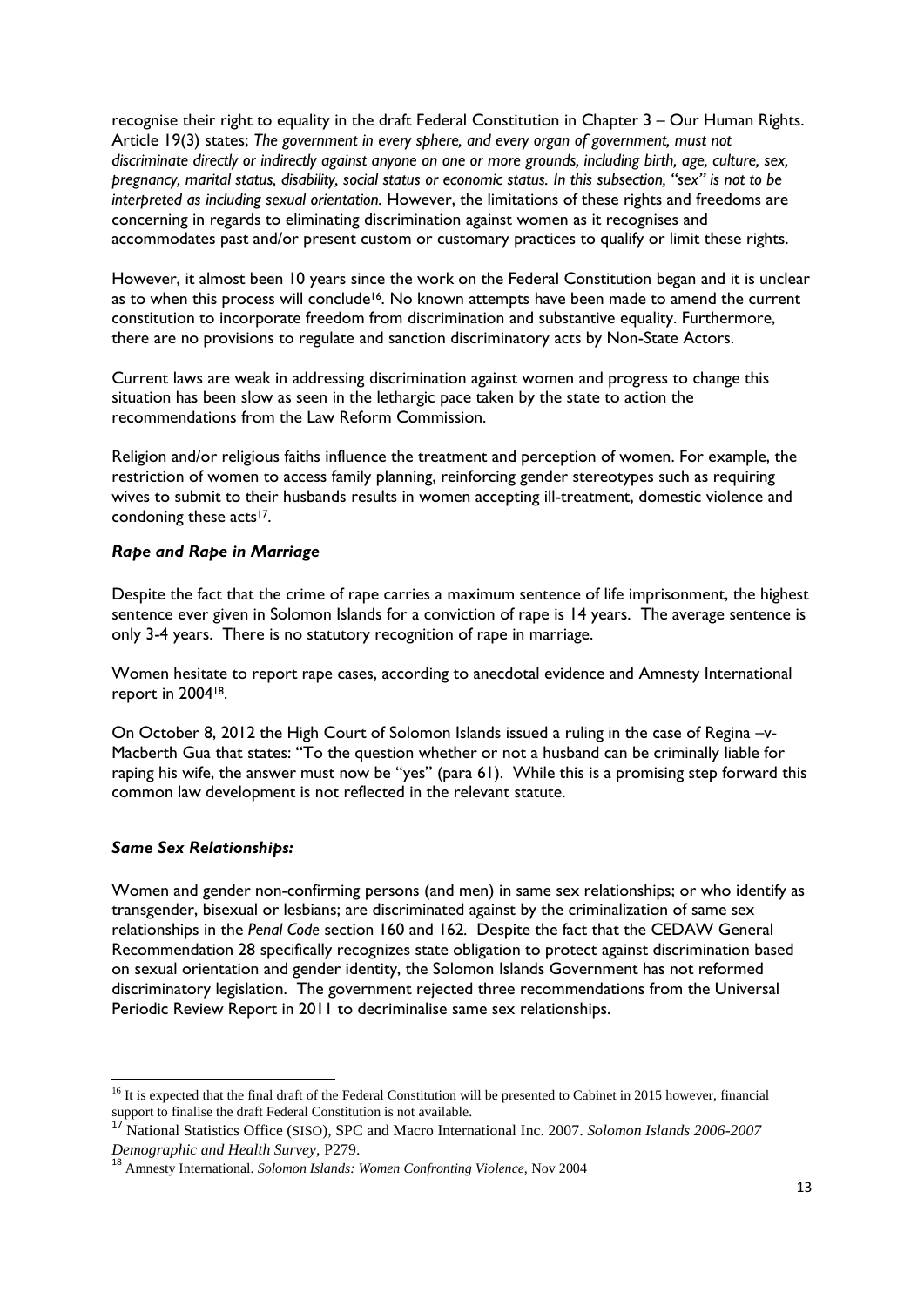recognise their right to equality in the draft Federal Constitution in Chapter 3 – Our Human Rights. Article 19(3) states; *The government in every sphere, and every organ of government, must not discriminate directly or indirectly against anyone on one or more grounds, including birth, age, culture, sex, pregnancy, marital status, disability, social status or economic status. In this subsection, "sex" is not to be interpreted as including sexual orientation.* However, the limitations of these rights and freedoms are concerning in regards to eliminating discrimination against women as it recognises and accommodates past and/or present custom or customary practices to qualify or limit these rights.

However, it almost been 10 years since the work on the Federal Constitution began and it is unclear as to when this process will conclude[16]. No known attempts have been made to amend the current constitution to incorporate freedom from discrimination and substantive equality. Furthermore, there are no provisions to regulate and sanction discriminatory acts by Non-State Actors.

Current laws are weak in addressing discrimination against women and progress to change this situation has been slow as seen in the lethargic pace taken by the state to action the recommendations from the Law Reform Commission.

Religion and/or religious faiths influence the treatment and perception of women. For example, the restriction of women to access family planning, reinforcing gender stereotypes such as requiring wives to submit to their husbands results in women accepting ill-treatment, domestic violence and condoning these acts[17].

***Rape and Rape in Marriage***

Despite the fact that the crime of rape carries a maximum sentence of life imprisonment, the highest sentence ever given in Solomon Islands for a conviction of rape is 14 years. The average sentence is only 3-4 years. There is no statutory recognition of rape in marriage.

Women hesitate to report rape cases, according to anecdotal evidence and Amnesty International report in 2004[18].

On October 8, 2012 the High Court of Solomon Islands issued a ruling in the case of Regina –v- Macberth Gua that states: "To the question whether or not a husband can be criminally liable for raping his wife, the answer must now be "yes" (para 61). While this is a promising step forward this common law development is not reflected in the relevant statute.

***Same Sex Relationships:***

Women and gender non-confirming persons (and men) in same sex relationships; or who identify as transgender, bisexual or lesbians; are discriminated against by the criminalization of same sex relationships in the *Penal Code* section 160 and 162. Despite the fact that the CEDAW General Recommendation 28 specifically recognizes state obligation to protect against discrimination based on sexual orientation and gender identity, the Solomon Islands Government has not reformed discriminatory legislation. The government rejected three recommendations from the Universal Periodic Review Report in 2011 to decriminalise same sex relationships.

---

[16] It is expected that the final draft of the Federal Constitution will be presented to Cabinet in 2015 however, financial support to finalise the draft Federal Constitution is not available.

[17] National Statistics Office (SISO), SPC and Macro International Inc. 2007. *Solomon Islands 2006-2007 Demographic and Health Survey*, P279.

[18] Amnesty International. *Solomon Islands: Women Confronting Violence*, Nov 2004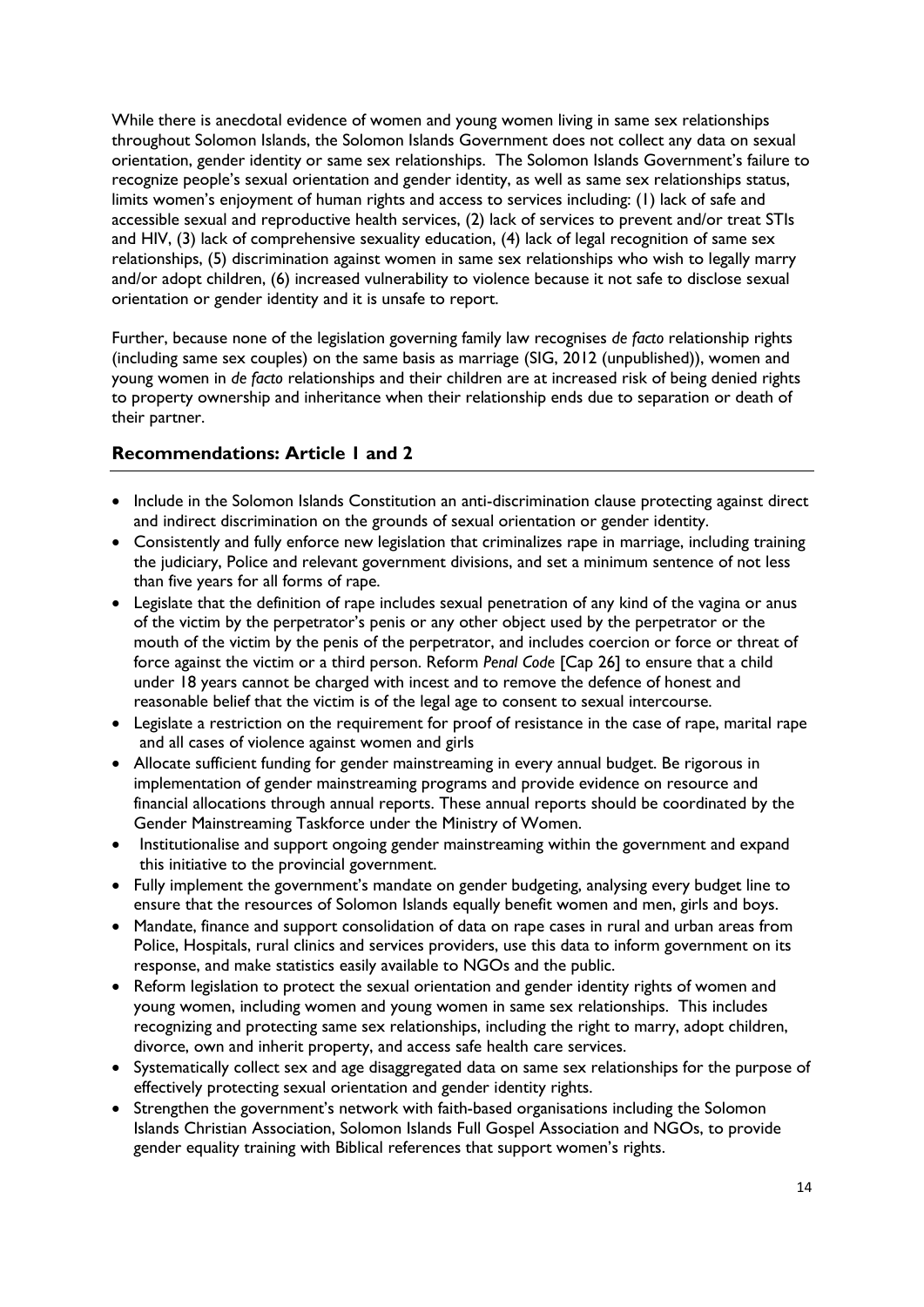While there is anecdotal evidence of women and young women living in same sex relationships throughout Solomon Islands, the Solomon Islands Government does not collect any data on sexual orientation, gender identity or same sex relationships. The Solomon Islands Government's failure to recognize people's sexual orientation and gender identity, as well as same sex relationships status, limits women's enjoyment of human rights and access to services including: (1) lack of safe and accessible sexual and reproductive health services, (2) lack of services to prevent and/or treat STIs and HIV, (3) lack of comprehensive sexuality education, (4) lack of legal recognition of same sex relationships, (5) discrimination against women in same sex relationships who wish to legally marry and/or adopt children, (6) increased vulnerability to violence because it not safe to disclose sexual orientation or gender identity and it is unsafe to report.

Further, because none of the legislation governing family law recognises *de facto* relationship rights (including same sex couples) on the same basis as marriage (SIG, 2012 (unpublished)), women and young women in *de facto* relationships and their children are at increased risk of being denied rights to property ownership and inheritance when their relationship ends due to separation or death of their partner.

## Recommendations: Article 1 and 2

- Include in the Solomon Islands Constitution an anti-discrimination clause protecting against direct and indirect discrimination on the grounds of sexual orientation or gender identity.
- Consistently and fully enforce new legislation that criminalizes rape in marriage, including training the judiciary, Police and relevant government divisions, and set a minimum sentence of not less than five years for all forms of rape.
- Legislate that the definition of rape includes sexual penetration of any kind of the vagina or anus of the victim by the perpetrator's penis or any other object used by the perpetrator or the mouth of the victim by the penis of the perpetrator, and includes coercion or force or threat of force against the victim or a third person. Reform *Penal Code* [Cap 26] to ensure that a child under 18 years cannot be charged with incest and to remove the defence of honest and reasonable belief that the victim is of the legal age to consent to sexual intercourse.
- Legislate a restriction on the requirement for proof of resistance in the case of rape, marital rape and all cases of violence against women and girls
- Allocate sufficient funding for gender mainstreaming in every annual budget. Be rigorous in implementation of gender mainstreaming programs and provide evidence on resource and financial allocations through annual reports. These annual reports should be coordinated by the Gender Mainstreaming Taskforce under the Ministry of Women.
- Institutionalise and support ongoing gender mainstreaming within the government and expand this initiative to the provincial government.
- Fully implement the government's mandate on gender budgeting, analysing every budget line to ensure that the resources of Solomon Islands equally benefit women and men, girls and boys.
- Mandate, finance and support consolidation of data on rape cases in rural and urban areas from Police, Hospitals, rural clinics and services providers, use this data to inform government on its response, and make statistics easily available to NGOs and the public.
- Reform legislation to protect the sexual orientation and gender identity rights of women and young women, including women and young women in same sex relationships. This includes recognizing and protecting same sex relationships, including the right to marry, adopt children, divorce, own and inherit property, and access safe health care services.
- Systematically collect sex and age disaggregated data on same sex relationships for the purpose of effectively protecting sexual orientation and gender identity rights.
- Strengthen the government's network with faith-based organisations including the Solomon Islands Christian Association, Solomon Islands Full Gospel Association and NGOs, to provide gender equality training with Biblical references that support women's rights.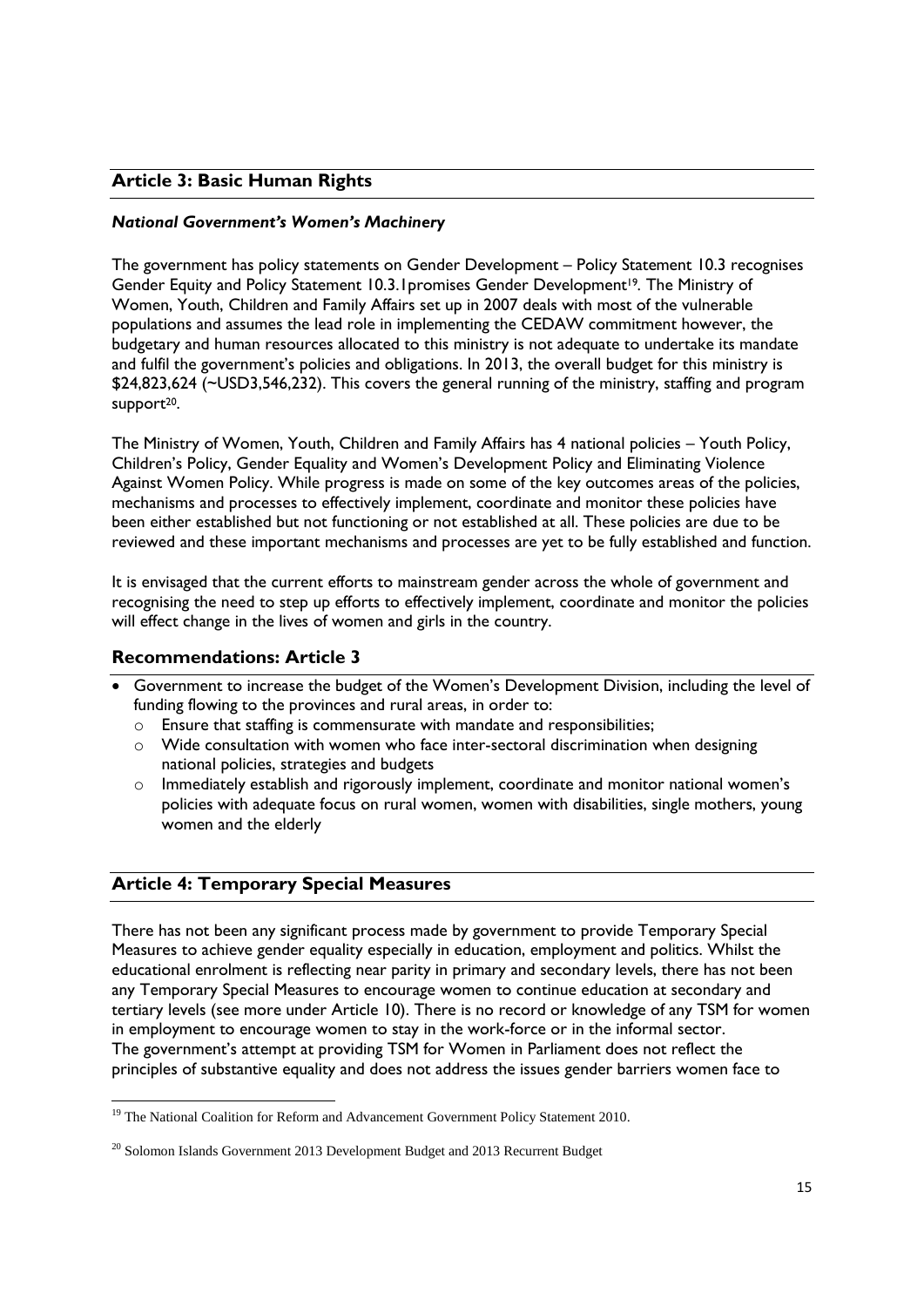## Article 3: Basic Human Rights

### *National Government's Women's Machinery*

The government has policy statements on Gender Development – Policy Statement 10.3 recognises Gender Equity and Policy Statement 10.3.1promises Gender Development[19]. The Ministry of Women, Youth, Children and Family Affairs set up in 2007 deals with most of the vulnerable populations and assumes the lead role in implementing the CEDAW commitment however, the budgetary and human resources allocated to this ministry is not adequate to undertake its mandate and fulfil the government's policies and obligations. In 2013, the overall budget for this ministry is $24,823,624 (~USD3,546,232). This covers the general running of the ministry, staffing and program support[20].

The Ministry of Women, Youth, Children and Family Affairs has 4 national policies – Youth Policy, Children's Policy, Gender Equality and Women's Development Policy and Eliminating Violence Against Women Policy. While progress is made on some of the key outcomes areas of the policies, mechanisms and processes to effectively implement, coordinate and monitor these policies have been either established but not functioning or not established at all. These policies are due to be reviewed and these important mechanisms and processes are yet to be fully established and function.

It is envisaged that the current efforts to mainstream gender across the whole of government and recognising the need to step up efforts to effectively implement, coordinate and monitor the policies will effect change in the lives of women and girls in the country.

### Recommendations: Article 3

- Government to increase the budget of the Women's Development Division, including the level of funding flowing to the provinces and rural areas, in order to:
    - Ensure that staffing is commensurate with mandate and responsibilities;
    - Wide consultation with women who face inter-sectoral discrimination when designing national policies, strategies and budgets
    - Immediately establish and rigorously implement, coordinate and monitor national women's policies with adequate focus on rural women, women with disabilities, single mothers, young women and the elderly

## Article 4: Temporary Special Measures

There has not been any significant process made by government to provide Temporary Special Measures to achieve gender equality especially in education, employment and politics. Whilst the educational enrolment is reflecting near parity in primary and secondary levels, there has not been any Temporary Special Measures to encourage women to continue education at secondary and tertiary levels (see more under Article 10). There is no record or knowledge of any TSM for women in employment to encourage women to stay in the work-force or in the informal sector.
The government's attempt at providing TSM for Women in Parliament does not reflect the principles of substantive equality and does not address the issues gender barriers women face to

---

[19] The National Coalition for Reform and Advancement Government Policy Statement 2010.

[20] Solomon Islands Government 2013 Development Budget and 2013 Recurrent Budget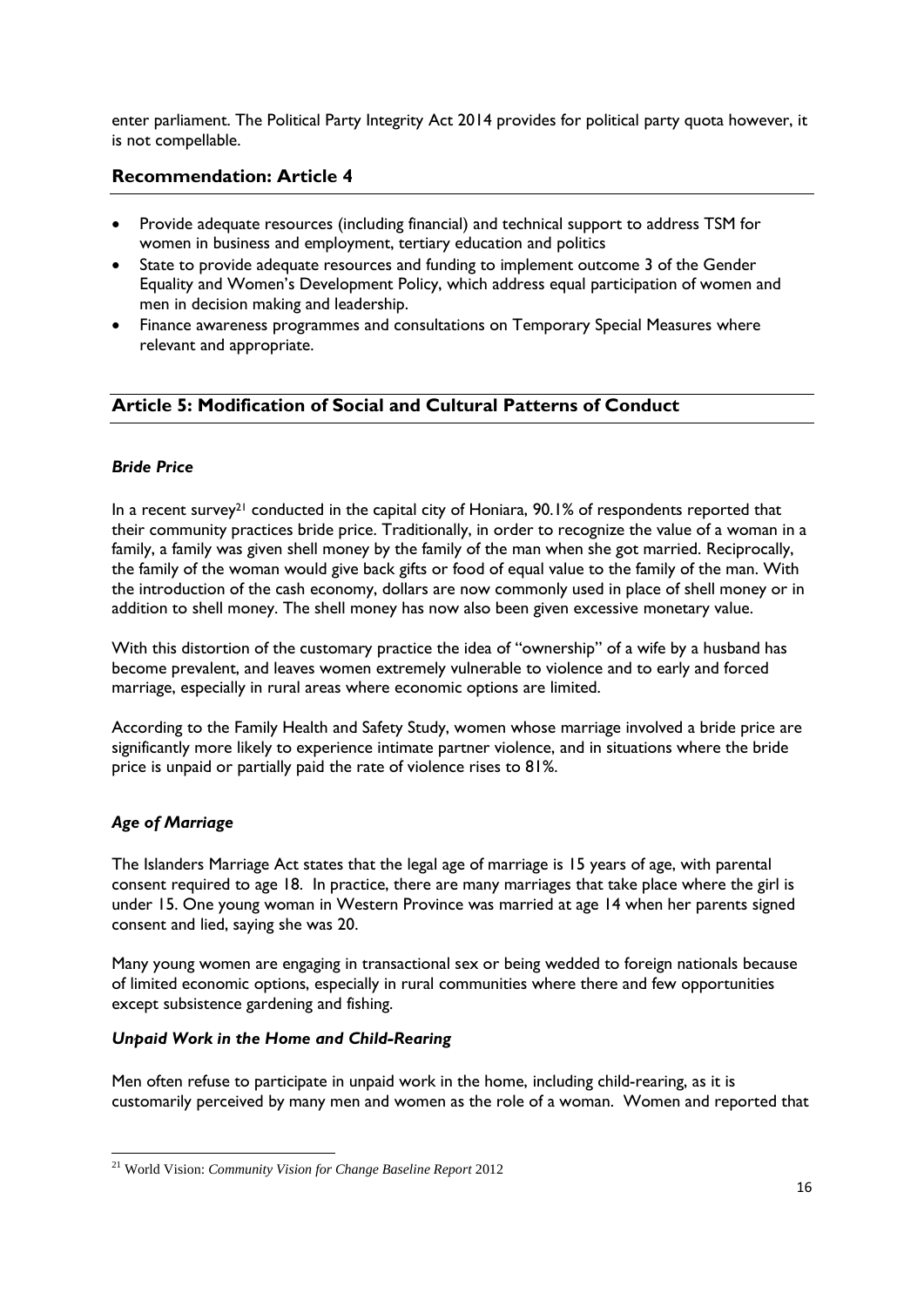enter parliament. The Political Party Integrity Act 2014 provides for political party quota however, it is not compellable.

## Recommendation: Article 4

- Provide adequate resources (including financial) and technical support to address TSM for women in business and employment, tertiary education and politics
- State to provide adequate resources and funding to implement outcome 3 of the Gender Equality and Women's Development Policy, which address equal participation of women and men in decision making and leadership.
- Finance awareness programmes and consultations on Temporary Special Measures where relevant and appropriate.

## Article 5: Modification of Social and Cultural Patterns of Conduct

### *Bride Price*

In a recent survey[21] conducted in the capital city of Honiara, 90.1% of respondents reported that their community practices bride price. Traditionally, in order to recognize the value of a woman in a family, a family was given shell money by the family of the man when she got married. Reciprocally, the family of the woman would give back gifts or food of equal value to the family of the man. With the introduction of the cash economy, dollars are now commonly used in place of shell money or in addition to shell money. The shell money has now also been given excessive monetary value.

With this distortion of the customary practice the idea of "ownership" of a wife by a husband has become prevalent, and leaves women extremely vulnerable to violence and to early and forced marriage, especially in rural areas where economic options are limited.

According to the Family Health and Safety Study, women whose marriage involved a bride price are significantly more likely to experience intimate partner violence, and in situations where the bride price is unpaid or partially paid the rate of violence rises to 81%.

### *Age of Marriage*

The Islanders Marriage Act states that the legal age of marriage is 15 years of age, with parental consent required to age 18. In practice, there are many marriages that take place where the girl is under 15. One young woman in Western Province was married at age 14 when her parents signed consent and lied, saying she was 20.

Many young women are engaging in transactional sex or being wedded to foreign nationals because of limited economic options, especially in rural communities where there and few opportunities except subsistence gardening and fishing.

### *Unpaid Work in the Home and Child-Rearing*

Men often refuse to participate in unpaid work in the home, including child-rearing, as it is customarily perceived by many men and women as the role of a woman. Women and reported that

---

[21] World Vision: *Community Vision for Change Baseline Report* 2012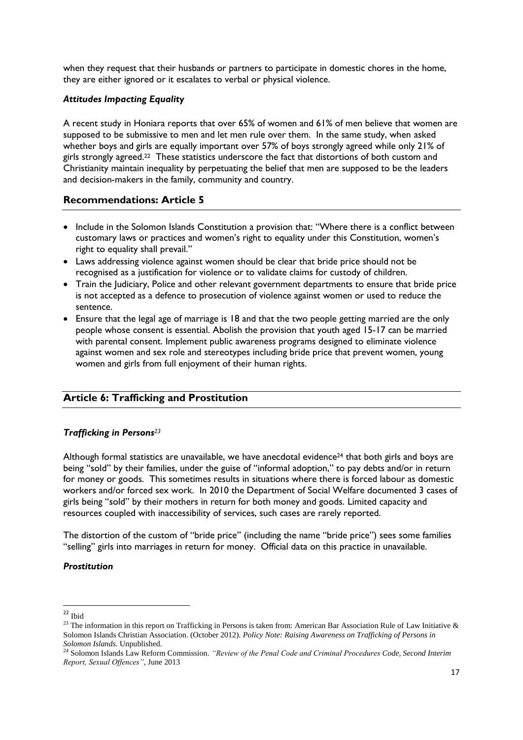when they request that their husbands or partners to participate in domestic chores in the home, they are either ignored or it escalates to verbal or physical violence.

### *Attitudes Impacting Equality*

A recent study in Honiara reports that over 65% of women and 61% of men believe that women are supposed to be submissive to men and let men rule over them. In the same study, when asked whether boys and girls are equally important over 57% of boys strongly agreed while only 21% of girls strongly agreed.[22] These statistics underscore the fact that distortions of both custom and Christianity maintain inequality by perpetuating the belief that men are supposed to be the leaders and decision-makers in the family, community and country.

## Recommendations: Article 5

- Include in the Solomon Islands Constitution a provision that: "Where there is a conflict between customary laws or practices and women's right to equality under this Constitution, women's right to equality shall prevail."
- Laws addressing violence against women should be clear that bride price should not be recognised as a justification for violence or to validate claims for custody of children.
- Train the Judiciary, Police and other relevant government departments to ensure that bride price is not accepted as a defence to prosecution of violence against women or used to reduce the sentence.
- Ensure that the legal age of marriage is 18 and that the two people getting married are the only people whose consent is essential. Abolish the provision that youth aged 15-17 can be married with parental consent. Implement public awareness programs designed to eliminate violence against women and sex role and stereotypes including bride price that prevent women, young women and girls from full enjoyment of their human rights.

## Article 6: Trafficking and Prostitution

### *Trafficking in Persons[23]*

Although formal statistics are unavailable, we have anecdotal evidence[24] that both girls and boys are being "sold" by their families, under the guise of "informal adoption," to pay debts and/or in return for money or goods. This sometimes results in situations where there is forced labour as domestic workers and/or forced sex work. In 2010 the Department of Social Welfare documented 3 cases of girls being "sold" by their mothers in return for both money and goods. Limited capacity and resources coupled with inaccessibility of services, such cases are rarely reported.

The distortion of the custom of "bride price" (including the name "bride price") sees some families "selling" girls into marriages in return for money. Official data on this practice in unavailable.

### *Prostitution*

---

[22] Ibid

[23] The information in this report on Trafficking in Persons is taken from: American Bar Association Rule of Law Initiative & Solomon Islands Christian Association. (October 2012). *Policy Note: Raising Awareness on Trafficking of Persons in Solomon Islands.* Unpublished.

[24] Solomon Islands Law Reform Commission. *"Review of the Penal Code and Criminal Procedures Code, Second Interim Report, Sexual Offences"*, June 2013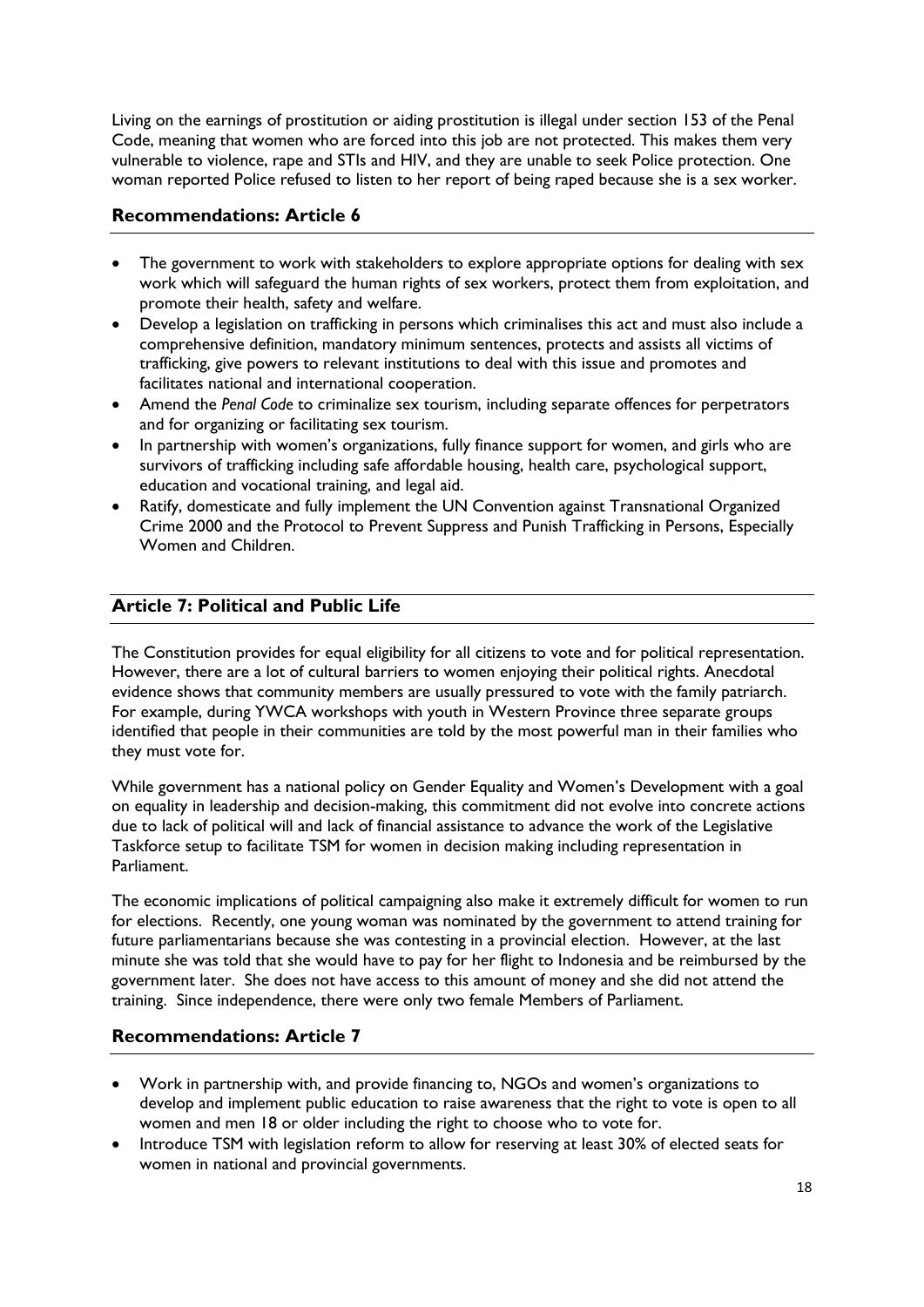Living on the earnings of prostitution or aiding prostitution is illegal under section 153 of the Penal Code, meaning that women who are forced into this job are not protected. This makes them very vulnerable to violence, rape and STIs and HIV, and they are unable to seek Police protection. One woman reported Police refused to listen to her report of being raped because she is a sex worker.

## Recommendations: Article 6

- The government to work with stakeholders to explore appropriate options for dealing with sex work which will safeguard the human rights of sex workers, protect them from exploitation, and promote their health, safety and welfare.
- Develop a legislation on trafficking in persons which criminalises this act and must also include a comprehensive definition, mandatory minimum sentences, protects and assists all victims of trafficking, give powers to relevant institutions to deal with this issue and promotes and facilitates national and international cooperation.
- Amend the *Penal Code* to criminalize sex tourism, including separate offences for perpetrators and for organizing or facilitating sex tourism.
- In partnership with women's organizations, fully finance support for women, and girls who are survivors of trafficking including safe affordable housing, health care, psychological support, education and vocational training, and legal aid.
- Ratify, domesticate and fully implement the UN Convention against Transnational Organized Crime 2000 and the Protocol to Prevent Suppress and Punish Trafficking in Persons, Especially Women and Children.

## Article 7: Political and Public Life

The Constitution provides for equal eligibility for all citizens to vote and for political representation. However, there are a lot of cultural barriers to women enjoying their political rights. Anecdotal evidence shows that community members are usually pressured to vote with the family patriarch. For example, during YWCA workshops with youth in Western Province three separate groups identified that people in their communities are told by the most powerful man in their families who they must vote for.

While government has a national policy on Gender Equality and Women's Development with a goal on equality in leadership and decision-making, this commitment did not evolve into concrete actions due to lack of political will and lack of financial assistance to advance the work of the Legislative Taskforce setup to facilitate TSM for women in decision making including representation in Parliament.

The economic implications of political campaigning also make it extremely difficult for women to run for elections. Recently, one young woman was nominated by the government to attend training for future parliamentarians because she was contesting in a provincial election. However, at the last minute she was told that she would have to pay for her flight to Indonesia and be reimbursed by the government later. She does not have access to this amount of money and she did not attend the training. Since independence, there were only two female Members of Parliament.

## Recommendations: Article 7

- Work in partnership with, and provide financing to, NGOs and women's organizations to develop and implement public education to raise awareness that the right to vote is open to all women and men 18 or older including the right to choose who to vote for.
- Introduce TSM with legislation reform to allow for reserving at least 30% of elected seats for women in national and provincial governments.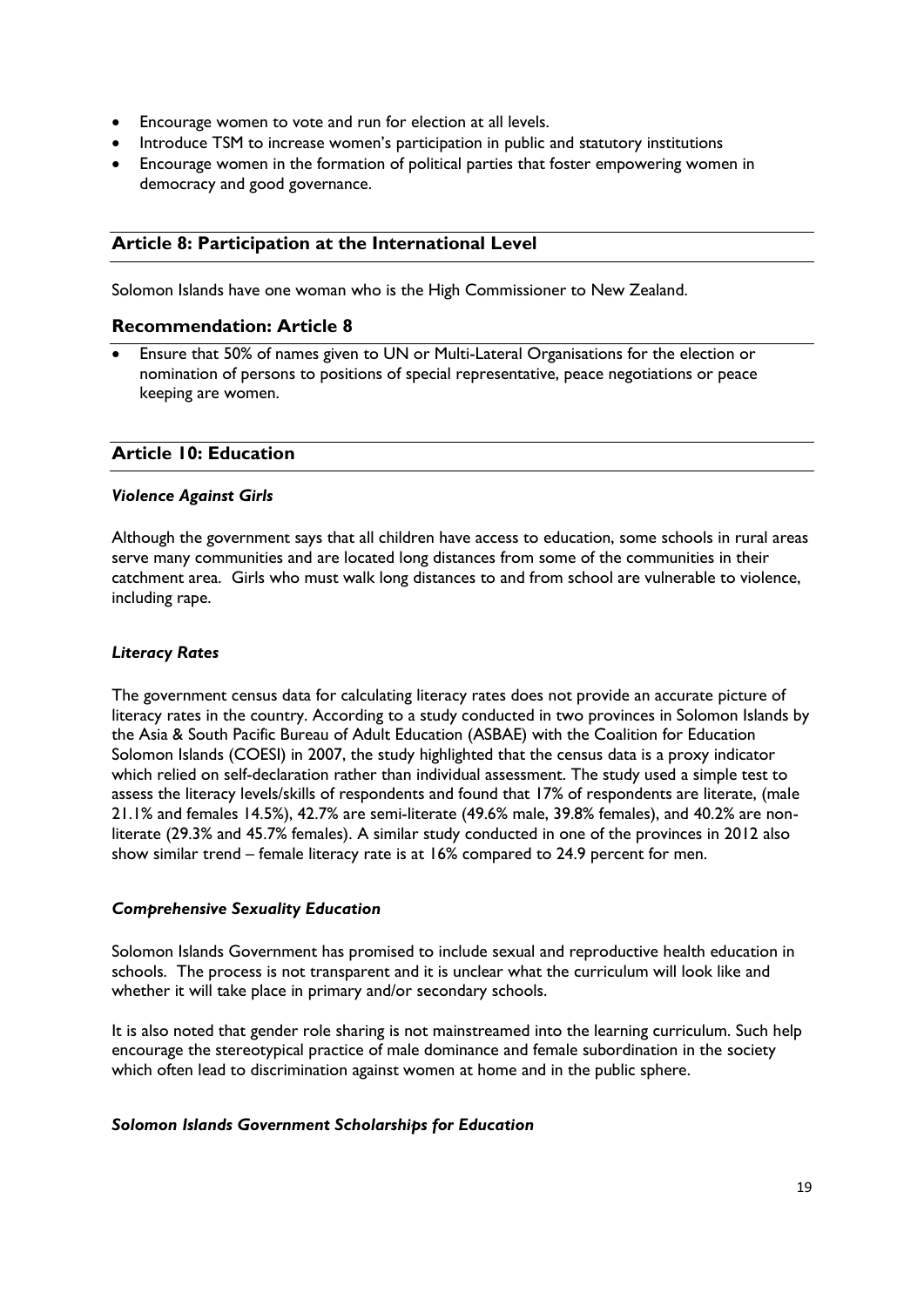- Encourage women to vote and run for election at all levels.
- Introduce TSM to increase women's participation in public and statutory institutions
- Encourage women in the formation of political parties that foster empowering women in democracy and good governance.

## Article 8: Participation at the International Level

Solomon Islands have one woman who is the High Commissioner to New Zealand.

### Recommendation: Article 8

- Ensure that 50% of names given to UN or Multi-Lateral Organisations for the election or nomination of persons to positions of special representative, peace negotiations or peace keeping are women.

## Article 10: Education

#### *Violence Against Girls*

Although the government says that all children have access to education, some schools in rural areas serve many communities and are located long distances from some of the communities in their catchment area. Girls who must walk long distances to and from school are vulnerable to violence, including rape.

#### *Literacy Rates*

The government census data for calculating literacy rates does not provide an accurate picture of literacy rates in the country. According to a study conducted in two provinces in Solomon Islands by the Asia & South Pacific Bureau of Adult Education (ASBAE) with the Coalition for Education Solomon Islands (COESI) in 2007, the study highlighted that the census data is a proxy indicator which relied on self-declaration rather than individual assessment. The study used a simple test to assess the literacy levels/skills of respondents and found that 17% of respondents are literate, (male 21.1% and females 14.5%), 42.7% are semi-literate (49.6% male, 39.8% females), and 40.2% are non-literate (29.3% and 45.7% females). A similar study conducted in one of the provinces in 2012 also show similar trend – female literacy rate is at 16% compared to 24.9 percent for men.

#### *Comprehensive Sexuality Education*

Solomon Islands Government has promised to include sexual and reproductive health education in schools. The process is not transparent and it is unclear what the curriculum will look like and whether it will take place in primary and/or secondary schools.

It is also noted that gender role sharing is not mainstreamed into the learning curriculum. Such help encourage the stereotypical practice of male dominance and female subordination in the society which often lead to discrimination against women at home and in the public sphere.

#### *Solomon Islands Government Scholarships for Education*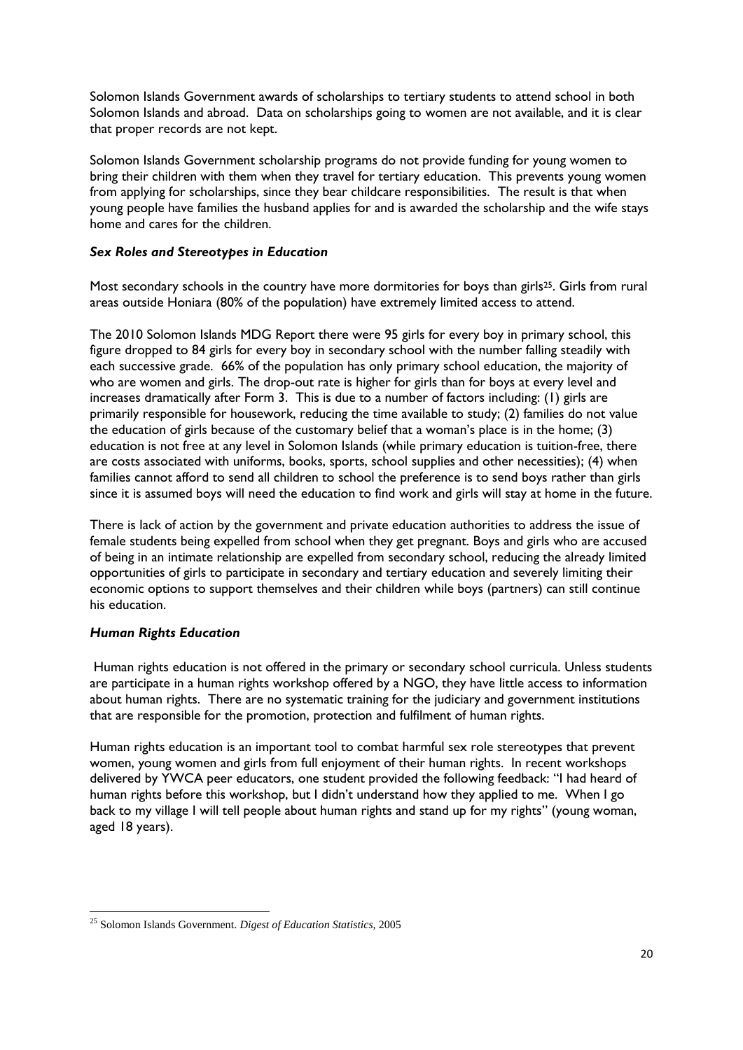Solomon Islands Government awards of scholarships to tertiary students to attend school in both Solomon Islands and abroad. Data on scholarships going to women are not available, and it is clear that proper records are not kept.

Solomon Islands Government scholarship programs do not provide funding for young women to bring their children with them when they travel for tertiary education. This prevents young women from applying for scholarships, since they bear childcare responsibilities. The result is that when young people have families the husband applies for and is awarded the scholarship and the wife stays home and cares for the children.

### *Sex Roles and Stereotypes in Education*

Most secondary schools in the country have more dormitories for boys than girls[25]. Girls from rural areas outside Honiara (80% of the population) have extremely limited access to attend.

The 2010 Solomon Islands MDG Report there were 95 girls for every boy in primary school, this figure dropped to 84 girls for every boy in secondary school with the number falling steadily with each successive grade. 66% of the population has only primary school education, the majority of who are women and girls. The drop-out rate is higher for girls than for boys at every level and increases dramatically after Form 3. This is due to a number of factors including: (1) girls are primarily responsible for housework, reducing the time available to study; (2) families do not value the education of girls because of the customary belief that a woman's place is in the home; (3) education is not free at any level in Solomon Islands (while primary education is tuition-free, there are costs associated with uniforms, books, sports, school supplies and other necessities); (4) when families cannot afford to send all children to school the preference is to send boys rather than girls since it is assumed boys will need the education to find work and girls will stay at home in the future.

There is lack of action by the government and private education authorities to address the issue of female students being expelled from school when they get pregnant. Boys and girls who are accused of being in an intimate relationship are expelled from secondary school, reducing the already limited opportunities of girls to participate in secondary and tertiary education and severely limiting their economic options to support themselves and their children while boys (partners) can still continue his education.

### *Human Rights Education*

Human rights education is not offered in the primary or secondary school curricula. Unless students are participate in a human rights workshop offered by a NGO, they have little access to information about human rights. There are no systematic training for the judiciary and government institutions that are responsible for the promotion, protection and fulfilment of human rights.

Human rights education is an important tool to combat harmful sex role stereotypes that prevent women, young women and girls from full enjoyment of their human rights. In recent workshops delivered by YWCA peer educators, one student provided the following feedback: "I had heard of human rights before this workshop, but I didn't understand how they applied to me. When I go back to my village I will tell people about human rights and stand up for my rights" (young woman, aged 18 years).

---

[25] Solomon Islands Government. *Digest of Education Statistics,* 2005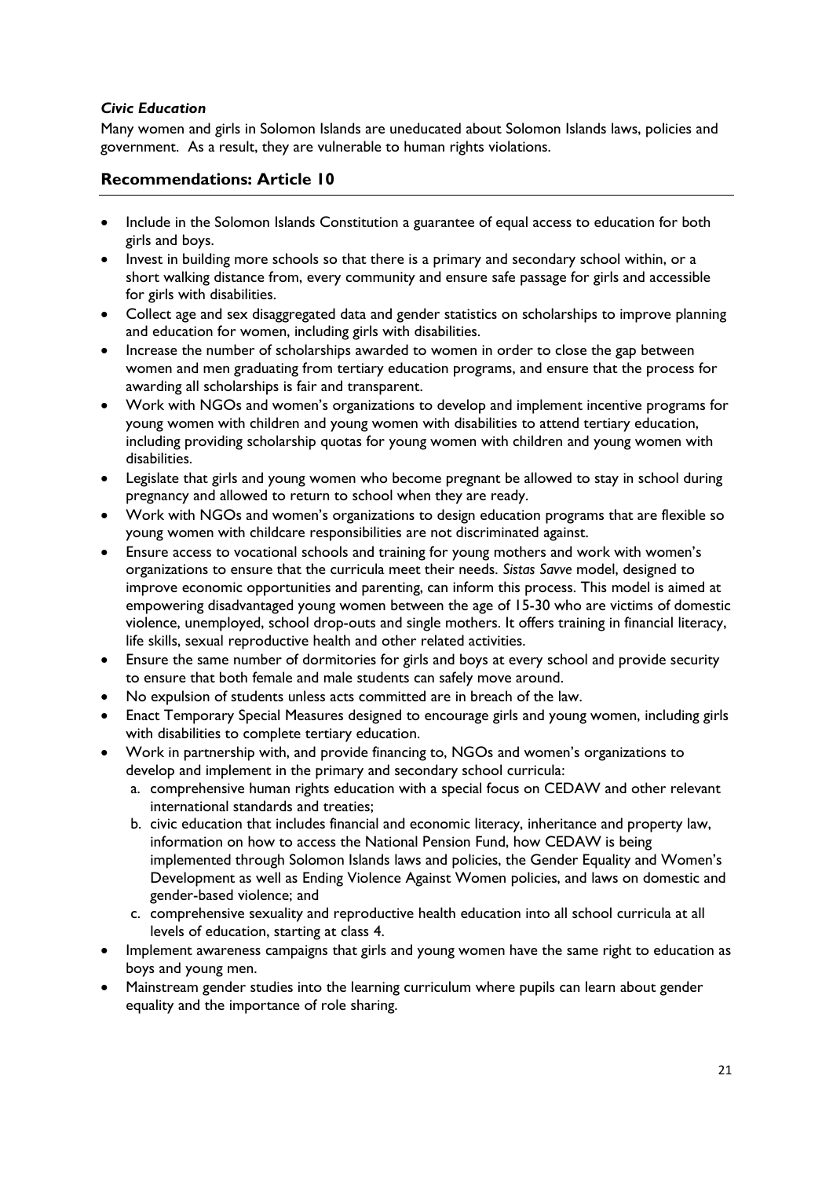***Civic Education***

Many women and girls in Solomon Islands are uneducated about Solomon Islands laws, policies and government. As a result, they are vulnerable to human rights violations.

## Recommendations: Article 10

- Include in the Solomon Islands Constitution a guarantee of equal access to education for both girls and boys.
- Invest in building more schools so that there is a primary and secondary school within, or a short walking distance from, every community and ensure safe passage for girls and accessible for girls with disabilities.
- Collect age and sex disaggregated data and gender statistics on scholarships to improve planning and education for women, including girls with disabilities.
- Increase the number of scholarships awarded to women in order to close the gap between women and men graduating from tertiary education programs, and ensure that the process for awarding all scholarships is fair and transparent.
- Work with NGOs and women's organizations to develop and implement incentive programs for young women with children and young women with disabilities to attend tertiary education, including providing scholarship quotas for young women with children and young women with disabilities.
- Legislate that girls and young women who become pregnant be allowed to stay in school during pregnancy and allowed to return to school when they are ready.
- Work with NGOs and women's organizations to design education programs that are flexible so young women with childcare responsibilities are not discriminated against.
- Ensure access to vocational schools and training for young mothers and work with women's organizations to ensure that the curricula meet their needs. *Sistas Savve* model, designed to improve economic opportunities and parenting, can inform this process. This model is aimed at empowering disadvantaged young women between the age of 15-30 who are victims of domestic violence, unemployed, school drop-outs and single mothers. It offers training in financial literacy, life skills, sexual reproductive health and other related activities.
- Ensure the same number of dormitories for girls and boys at every school and provide security to ensure that both female and male students can safely move around.
- No expulsion of students unless acts committed are in breach of the law.
- Enact Temporary Special Measures designed to encourage girls and young women, including girls with disabilities to complete tertiary education.
- Work in partnership with, and provide financing to, NGOs and women's organizations to develop and implement in the primary and secondary school curricula:
  a. comprehensive human rights education with a special focus on CEDAW and other relevant international standards and treaties;
  b. civic education that includes financial and economic literacy, inheritance and property law, information on how to access the National Pension Fund, how CEDAW is being implemented through Solomon Islands laws and policies, the Gender Equality and Women's Development as well as Ending Violence Against Women policies, and laws on domestic and gender-based violence; and
  c. comprehensive sexuality and reproductive health education into all school curricula at all levels of education, starting at class 4.
- Implement awareness campaigns that girls and young women have the same right to education as boys and young men.
- Mainstream gender studies into the learning curriculum where pupils can learn about gender equality and the importance of role sharing.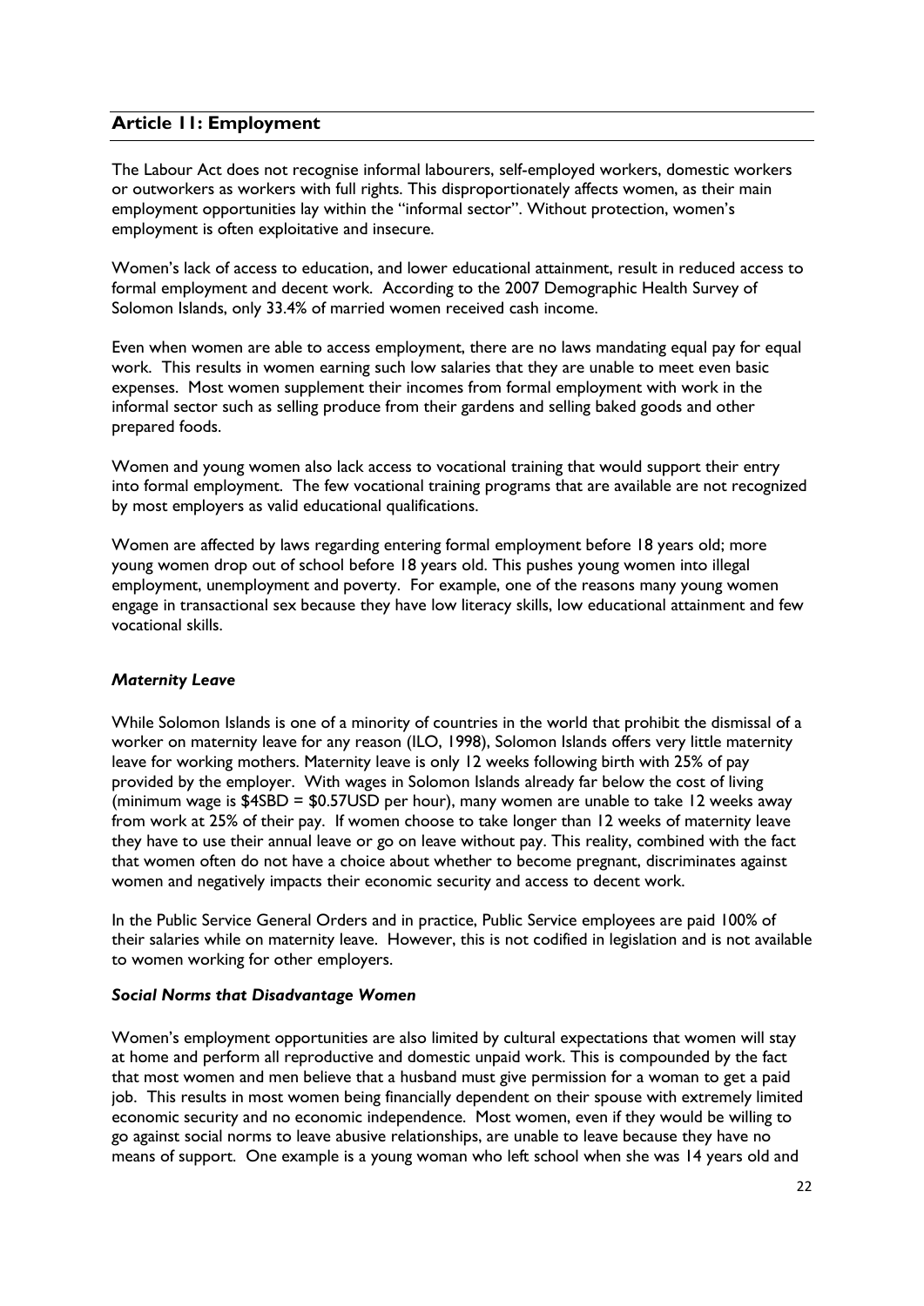## Article 11: Employment

The Labour Act does not recognise informal labourers, self-employed workers, domestic workers or outworkers as workers with full rights. This disproportionately affects women, as their main employment opportunities lay within the "informal sector". Without protection, women's employment is often exploitative and insecure.

Women's lack of access to education, and lower educational attainment, result in reduced access to formal employment and decent work. According to the 2007 Demographic Health Survey of Solomon Islands, only 33.4% of married women received cash income.

Even when women are able to access employment, there are no laws mandating equal pay for equal work. This results in women earning such low salaries that they are unable to meet even basic expenses. Most women supplement their incomes from formal employment with work in the informal sector such as selling produce from their gardens and selling baked goods and other prepared foods.

Women and young women also lack access to vocational training that would support their entry into formal employment. The few vocational training programs that are available are not recognized by most employers as valid educational qualifications.

Women are affected by laws regarding entering formal employment before 18 years old; more young women drop out of school before 18 years old. This pushes young women into illegal employment, unemployment and poverty. For example, one of the reasons many young women engage in transactional sex because they have low literacy skills, low educational attainment and few vocational skills.

### *Maternity Leave*

While Solomon Islands is one of a minority of countries in the world that prohibit the dismissal of a worker on maternity leave for any reason (ILO, 1998), Solomon Islands offers very little maternity leave for working mothers. Maternity leave is only 12 weeks following birth with 25% of pay provided by the employer. With wages in Solomon Islands already far below the cost of living (minimum wage is $4SBD = $0.57USD per hour), many women are unable to take 12 weeks away from work at 25% of their pay. If women choose to take longer than 12 weeks of maternity leave they have to use their annual leave or go on leave without pay. This reality, combined with the fact that women often do not have a choice about whether to become pregnant, discriminates against women and negatively impacts their economic security and access to decent work.

In the Public Service General Orders and in practice, Public Service employees are paid 100% of their salaries while on maternity leave. However, this is not codified in legislation and is not available to women working for other employers.

### *Social Norms that Disadvantage Women*

Women's employment opportunities are also limited by cultural expectations that women will stay at home and perform all reproductive and domestic unpaid work. This is compounded by the fact that most women and men believe that a husband must give permission for a woman to get a paid job. This results in most women being financially dependent on their spouse with extremely limited economic security and no economic independence. Most women, even if they would be willing to go against social norms to leave abusive relationships, are unable to leave because they have no means of support. One example is a young woman who left school when she was 14 years old and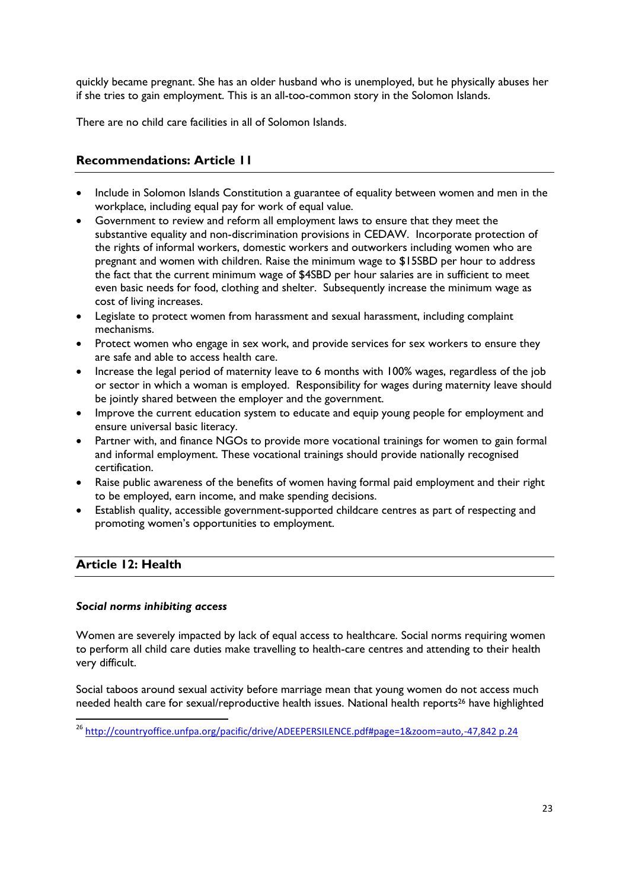quickly became pregnant. She has an older husband who is unemployed, but he physically abuses her if she tries to gain employment. This is an all-too-common story in the Solomon Islands.

There are no child care facilities in all of Solomon Islands.

## Recommendations: Article 11

- Include in Solomon Islands Constitution a guarantee of equality between women and men in the workplace, including equal pay for work of equal value.
- Government to review and reform all employment laws to ensure that they meet the substantive equality and non-discrimination provisions in CEDAW. Incorporate protection of the rights of informal workers, domestic workers and outworkers including women who are pregnant and women with children. Raise the minimum wage to $15SBD per hour to address the fact that the current minimum wage of $4SBD per hour salaries are in sufficient to meet even basic needs for food, clothing and shelter. Subsequently increase the minimum wage as cost of living increases.
- Legislate to protect women from harassment and sexual harassment, including complaint mechanisms.
- Protect women who engage in sex work, and provide services for sex workers to ensure they are safe and able to access health care.
- Increase the legal period of maternity leave to 6 months with 100% wages, regardless of the job or sector in which a woman is employed. Responsibility for wages during maternity leave should be jointly shared between the employer and the government.
- Improve the current education system to educate and equip young people for employment and ensure universal basic literacy.
- Partner with, and finance NGOs to provide more vocational trainings for women to gain formal and informal employment. These vocational trainings should provide nationally recognised certification.
- Raise public awareness of the benefits of women having formal paid employment and their right to be employed, earn income, and make spending decisions.
- Establish quality, accessible government-supported childcare centres as part of respecting and promoting women's opportunities to employment.

## Article 12: Health

### *Social norms inhibiting access*

Women are severely impacted by lack of equal access to healthcare. Social norms requiring women to perform all child care duties make travelling to health-care centres and attending to their health very difficult.

Social taboos around sexual activity before marriage mean that young women do not access much needed health care for sexual/reproductive health issues. National health reports[26] have highlighted

[26] http://countryoffice.unfpa.org/pacific/drive/ADEEPERSILENCE.pdf#page=1&zoom=auto,-47,842 p.24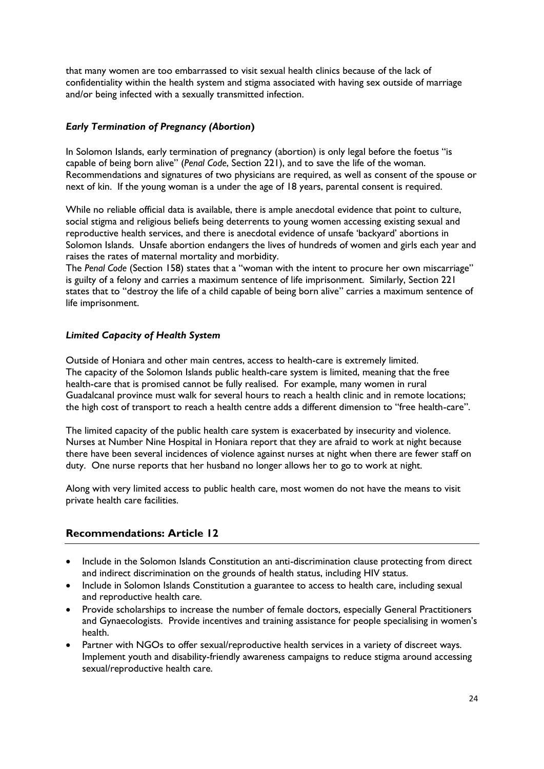that many women are too embarrassed to visit sexual health clinics because of the lack of confidentiality within the health system and stigma associated with having sex outside of marriage and/or being infected with a sexually transmitted infection.

### ***Early Termination of Pregnancy (Abortion*)**

In Solomon Islands, early termination of pregnancy (abortion) is only legal before the foetus "is capable of being born alive" (*Penal Code*, Section 221), and to save the life of the woman. Recommendations and signatures of two physicians are required, as well as consent of the spouse or next of kin. If the young woman is a under the age of 18 years, parental consent is required.

While no reliable official data is available, there is ample anecdotal evidence that point to culture, social stigma and religious beliefs being deterrents to young women accessing existing sexual and reproductive health services, and there is anecdotal evidence of unsafe 'backyard' abortions in Solomon Islands. Unsafe abortion endangers the lives of hundreds of women and girls each year and raises the rates of maternal mortality and morbidity.
The *Penal Code* (Section 158) states that a "woman with the intent to procure her own miscarriage" is guilty of a felony and carries a maximum sentence of life imprisonment. Similarly, Section 221 states that to "destroy the life of a child capable of being born alive" carries a maximum sentence of life imprisonment.

### ***Limited Capacity of Health System***

Outside of Honiara and other main centres, access to health-care is extremely limited.
The capacity of the Solomon Islands public health-care system is limited, meaning that the free health-care that is promised cannot be fully realised. For example, many women in rural Guadalcanal province must walk for several hours to reach a health clinic and in remote locations; the high cost of transport to reach a health centre adds a different dimension to "free health-care".

The limited capacity of the public health care system is exacerbated by insecurity and violence. Nurses at Number Nine Hospital in Honiara report that they are afraid to work at night because there have been several incidences of violence against nurses at night when there are fewer staff on duty. One nurse reports that her husband no longer allows her to go to work at night.

Along with very limited access to public health care, most women do not have the means to visit private health care facilities.

## **Recommendations: Article 12**

- Include in the Solomon Islands Constitution an anti-discrimination clause protecting from direct and indirect discrimination on the grounds of health status, including HIV status.
- Include in Solomon Islands Constitution a guarantee to access to health care, including sexual and reproductive health care.
- Provide scholarships to increase the number of female doctors, especially General Practitioners and Gynaecologists. Provide incentives and training assistance for people specialising in women's health.
- Partner with NGOs to offer sexual/reproductive health services in a variety of discreet ways. Implement youth and disability-friendly awareness campaigns to reduce stigma around accessing sexual/reproductive health care.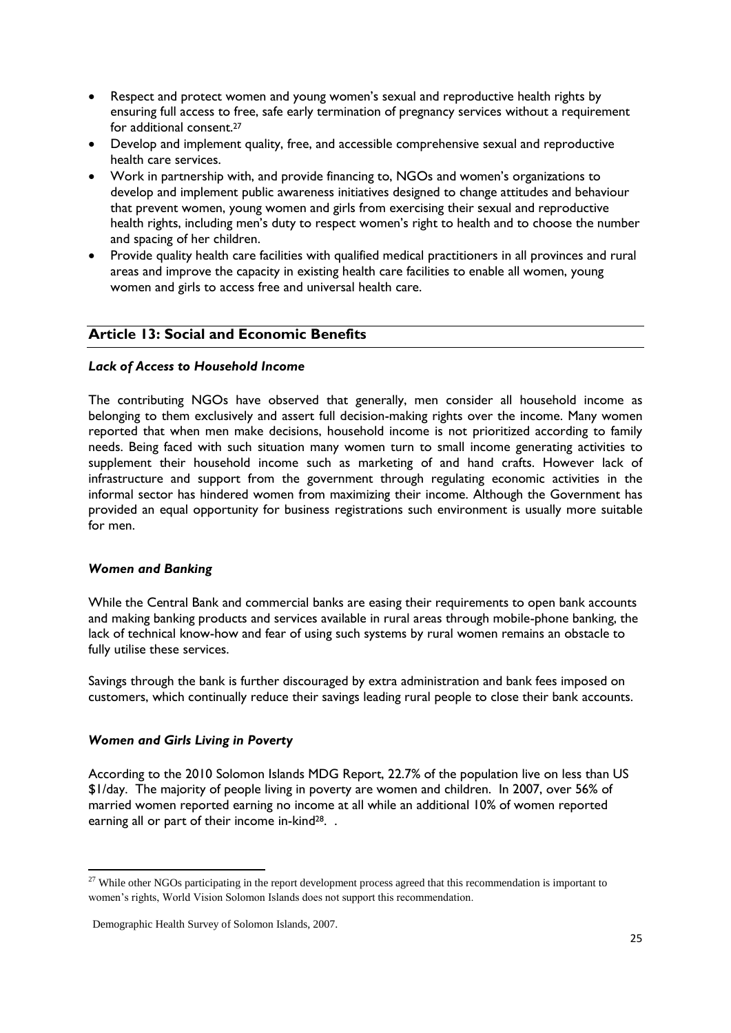- Respect and protect women and young women's sexual and reproductive health rights by ensuring full access to free, safe early termination of pregnancy services without a requirement for additional consent.[27]
- Develop and implement quality, free, and accessible comprehensive sexual and reproductive health care services.
- Work in partnership with, and provide financing to, NGOs and women's organizations to develop and implement public awareness initiatives designed to change attitudes and behaviour that prevent women, young women and girls from exercising their sexual and reproductive health rights, including men's duty to respect women's right to health and to choose the number and spacing of her children.
- Provide quality health care facilities with qualified medical practitioners in all provinces and rural areas and improve the capacity in existing health care facilities to enable all women, young women and girls to access free and universal health care.

## Article 13: Social and Economic Benefits

### *Lack of Access to Household Income*

The contributing NGOs have observed that generally, men consider all household income as belonging to them exclusively and assert full decision-making rights over the income. Many women reported that when men make decisions, household income is not prioritized according to family needs. Being faced with such situation many women turn to small income generating activities to supplement their household income such as marketing of and hand crafts. However lack of infrastructure and support from the government through regulating economic activities in the informal sector has hindered women from maximizing their income. Although the Government has provided an equal opportunity for business registrations such environment is usually more suitable for men.

### *Women and Banking*

While the Central Bank and commercial banks are easing their requirements to open bank accounts and making banking products and services available in rural areas through mobile-phone banking, the lack of technical know-how and fear of using such systems by rural women remains an obstacle to fully utilise these services.

Savings through the bank is further discouraged by extra administration and bank fees imposed on customers, which continually reduce their savings leading rural people to close their bank accounts.

### *Women and Girls Living in Poverty*

According to the 2010 Solomon Islands MDG Report, 22.7% of the population live on less than US \$1/day. The majority of people living in poverty are women and children. In 2007, over 56% of married women reported earning no income at all while an additional 10% of women reported earning all or part of their income in-kind[28]. .

---

[27] While other NGOs participating in the report development process agreed that this recommendation is important to women's rights, World Vision Solomon Islands does not support this recommendation.

Demographic Health Survey of Solomon Islands, 2007.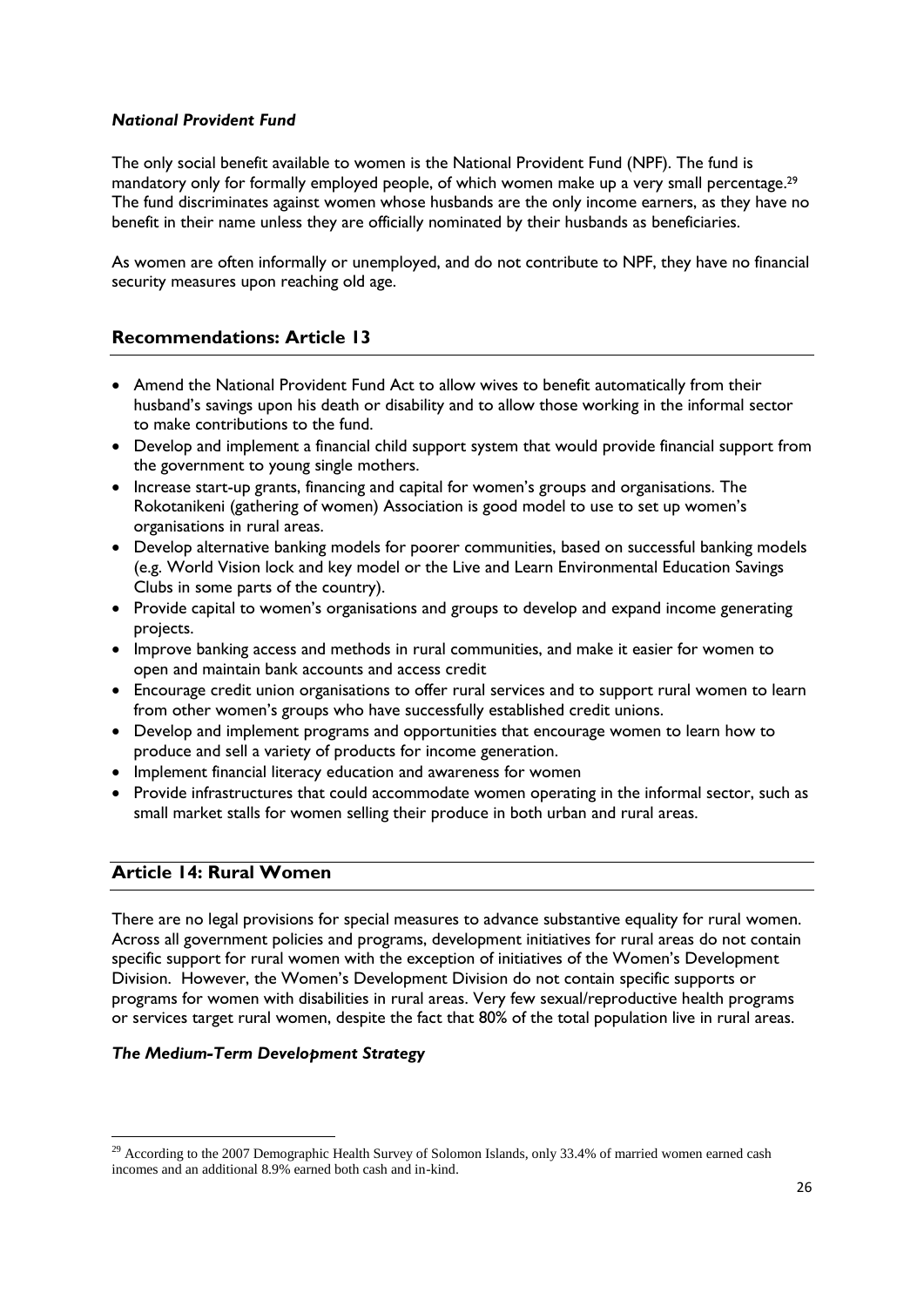### *National Provident Fund*

The only social benefit available to women is the National Provident Fund (NPF). The fund is mandatory only for formally employed people, of which women make up a very small percentage.[29] The fund discriminates against women whose husbands are the only income earners, as they have no benefit in their name unless they are officially nominated by their husbands as beneficiaries.

As women are often informally or unemployed, and do not contribute to NPF, they have no financial security measures upon reaching old age.

## Recommendations: Article 13

- Amend the National Provident Fund Act to allow wives to benefit automatically from their husband's savings upon his death or disability and to allow those working in the informal sector to make contributions to the fund.
- Develop and implement a financial child support system that would provide financial support from the government to young single mothers.
- Increase start-up grants, financing and capital for women's groups and organisations. The Rokotanikeni (gathering of women) Association is good model to use to set up women's organisations in rural areas.
- Develop alternative banking models for poorer communities, based on successful banking models (e.g. World Vision lock and key model or the Live and Learn Environmental Education Savings Clubs in some parts of the country).
- Provide capital to women's organisations and groups to develop and expand income generating projects.
- Improve banking access and methods in rural communities, and make it easier for women to open and maintain bank accounts and access credit
- Encourage credit union organisations to offer rural services and to support rural women to learn from other women's groups who have successfully established credit unions.
- Develop and implement programs and opportunities that encourage women to learn how to produce and sell a variety of products for income generation.
- Implement financial literacy education and awareness for women
- Provide infrastructures that could accommodate women operating in the informal sector, such as small market stalls for women selling their produce in both urban and rural areas.

## Article 14: Rural Women

There are no legal provisions for special measures to advance substantive equality for rural women. Across all government policies and programs, development initiatives for rural areas do not contain specific support for rural women with the exception of initiatives of the Women's Development Division. However, the Women's Development Division do not contain specific supports or programs for women with disabilities in rural areas. Very few sexual/reproductive health programs or services target rural women, despite the fact that 80% of the total population live in rural areas.

### *The Medium-Term Development Strategy*

[29] According to the 2007 Demographic Health Survey of Solomon Islands, only 33.4% of married women earned cash incomes and an additional 8.9% earned both cash and in-kind.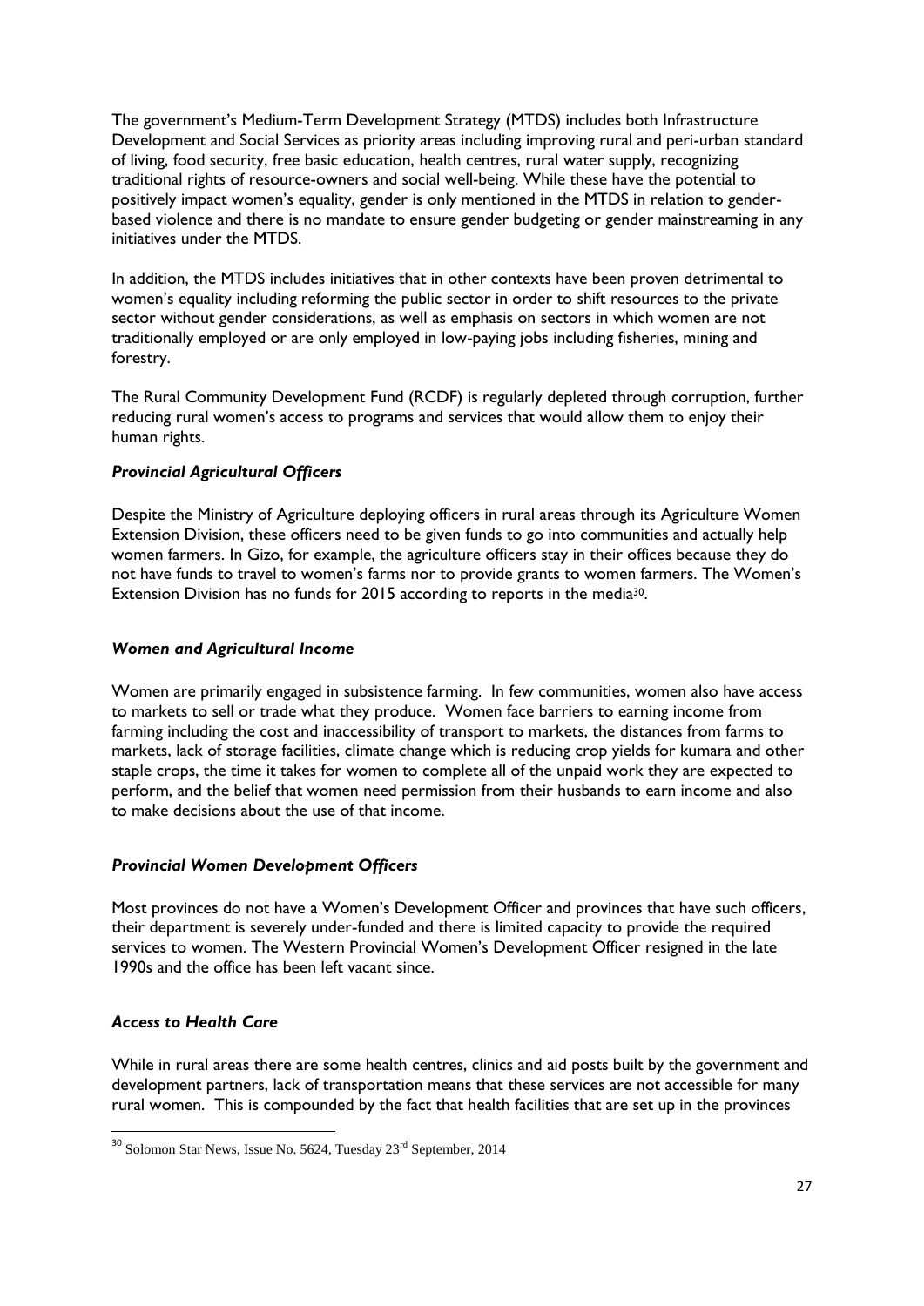The government's Medium-Term Development Strategy (MTDS) includes both Infrastructure Development and Social Services as priority areas including improving rural and peri-urban standard of living, food security, free basic education, health centres, rural water supply, recognizing traditional rights of resource-owners and social well-being. While these have the potential to positively impact women's equality, gender is only mentioned in the MTDS in relation to gender-based violence and there is no mandate to ensure gender budgeting or gender mainstreaming in any initiatives under the MTDS.

In addition, the MTDS includes initiatives that in other contexts have been proven detrimental to women's equality including reforming the public sector in order to shift resources to the private sector without gender considerations, as well as emphasis on sectors in which women are not traditionally employed or are only employed in low-paying jobs including fisheries, mining and forestry.

The Rural Community Development Fund (RCDF) is regularly depleted through corruption, further reducing rural women's access to programs and services that would allow them to enjoy their human rights.

### *Provincial Agricultural Officers*

Despite the Ministry of Agriculture deploying officers in rural areas through its Agriculture Women Extension Division, these officers need to be given funds to go into communities and actually help women farmers. In Gizo, for example, the agriculture officers stay in their offices because they do not have funds to travel to women's farms nor to provide grants to women farmers. The Women's Extension Division has no funds for 2015 according to reports in the media[30].

### *Women and Agricultural Income*

Women are primarily engaged in subsistence farming. In few communities, women also have access to markets to sell or trade what they produce. Women face barriers to earning income from farming including the cost and inaccessibility of transport to markets, the distances from farms to markets, lack of storage facilities, climate change which is reducing crop yields for kumara and other staple crops, the time it takes for women to complete all of the unpaid work they are expected to perform, and the belief that women need permission from their husbands to earn income and also to make decisions about the use of that income.

### *Provincial Women Development Officers*

Most provinces do not have a Women's Development Officer and provinces that have such officers, their department is severely under-funded and there is limited capacity to provide the required services to women. The Western Provincial Women's Development Officer resigned in the late 1990s and the office has been left vacant since.

### *Access to Health Care*

While in rural areas there are some health centres, clinics and aid posts built by the government and development partners, lack of transportation means that these services are not accessible for many rural women. This is compounded by the fact that health facilities that are set up in the provinces

---

[30] Solomon Star News, Issue No. 5624, Tuesday 23rd September, 2014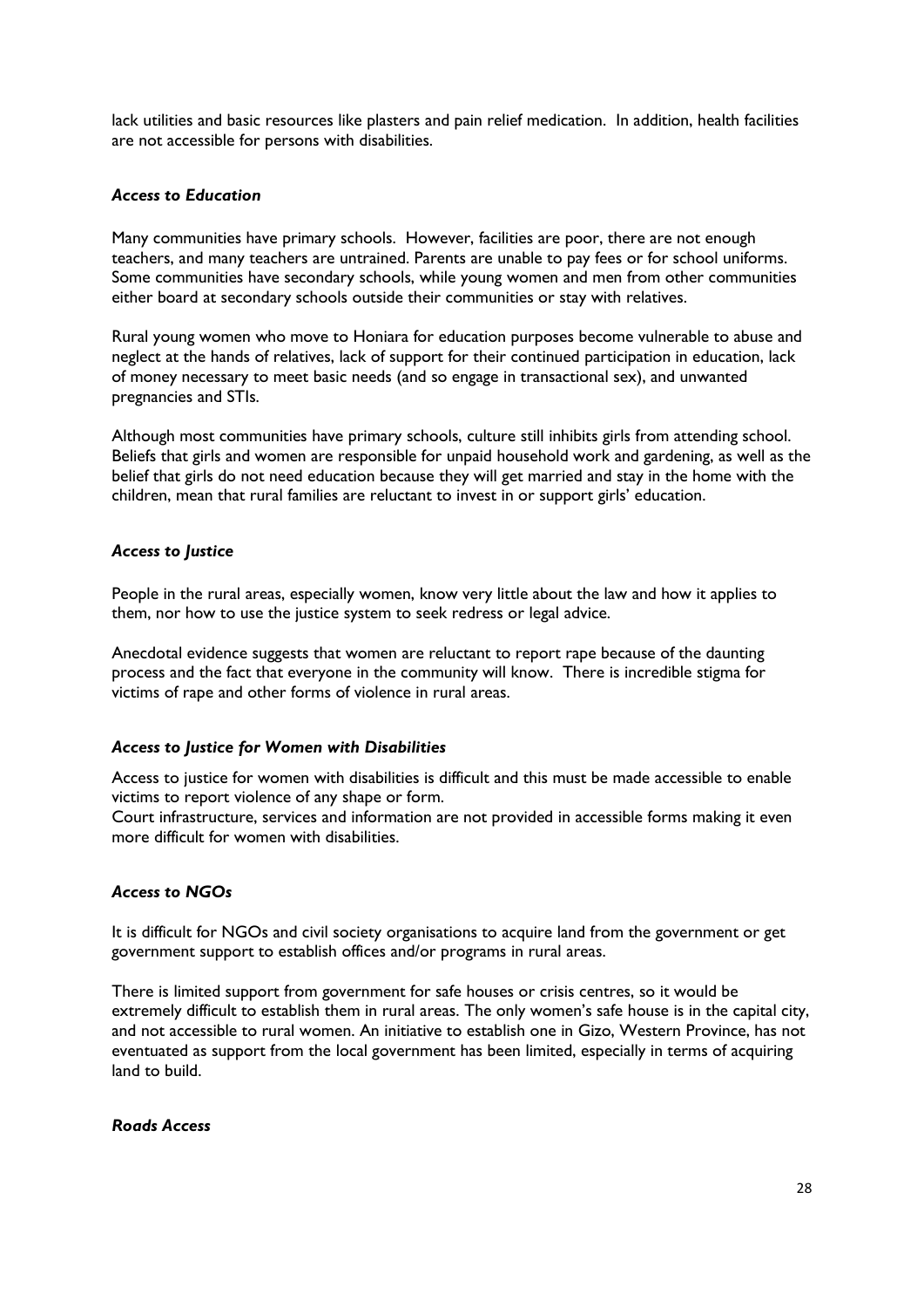lack utilities and basic resources like plasters and pain relief medication. In addition, health facilities are not accessible for persons with disabilities.

### *Access to Education*

Many communities have primary schools. However, facilities are poor, there are not enough teachers, and many teachers are untrained. Parents are unable to pay fees or for school uniforms. Some communities have secondary schools, while young women and men from other communities either board at secondary schools outside their communities or stay with relatives.

Rural young women who move to Honiara for education purposes become vulnerable to abuse and neglect at the hands of relatives, lack of support for their continued participation in education, lack of money necessary to meet basic needs (and so engage in transactional sex), and unwanted pregnancies and STIs.

Although most communities have primary schools, culture still inhibits girls from attending school. Beliefs that girls and women are responsible for unpaid household work and gardening, as well as the belief that girls do not need education because they will get married and stay in the home with the children, mean that rural families are reluctant to invest in or support girls' education.

### *Access to Justice*

People in the rural areas, especially women, know very little about the law and how it applies to them, nor how to use the justice system to seek redress or legal advice.

Anecdotal evidence suggests that women are reluctant to report rape because of the daunting process and the fact that everyone in the community will know. There is incredible stigma for victims of rape and other forms of violence in rural areas.

### *Access to Justice for Women with Disabilities*

Access to justice for women with disabilities is difficult and this must be made accessible to enable victims to report violence of any shape or form.
Court infrastructure, services and information are not provided in accessible forms making it even more difficult for women with disabilities.

### *Access to NGOs*

It is difficult for NGOs and civil society organisations to acquire land from the government or get government support to establish offices and/or programs in rural areas.

There is limited support from government for safe houses or crisis centres, so it would be extremely difficult to establish them in rural areas. The only women's safe house is in the capital city, and not accessible to rural women. An initiative to establish one in Gizo, Western Province, has not eventuated as support from the local government has been limited, especially in terms of acquiring land to build.

### *Roads Access*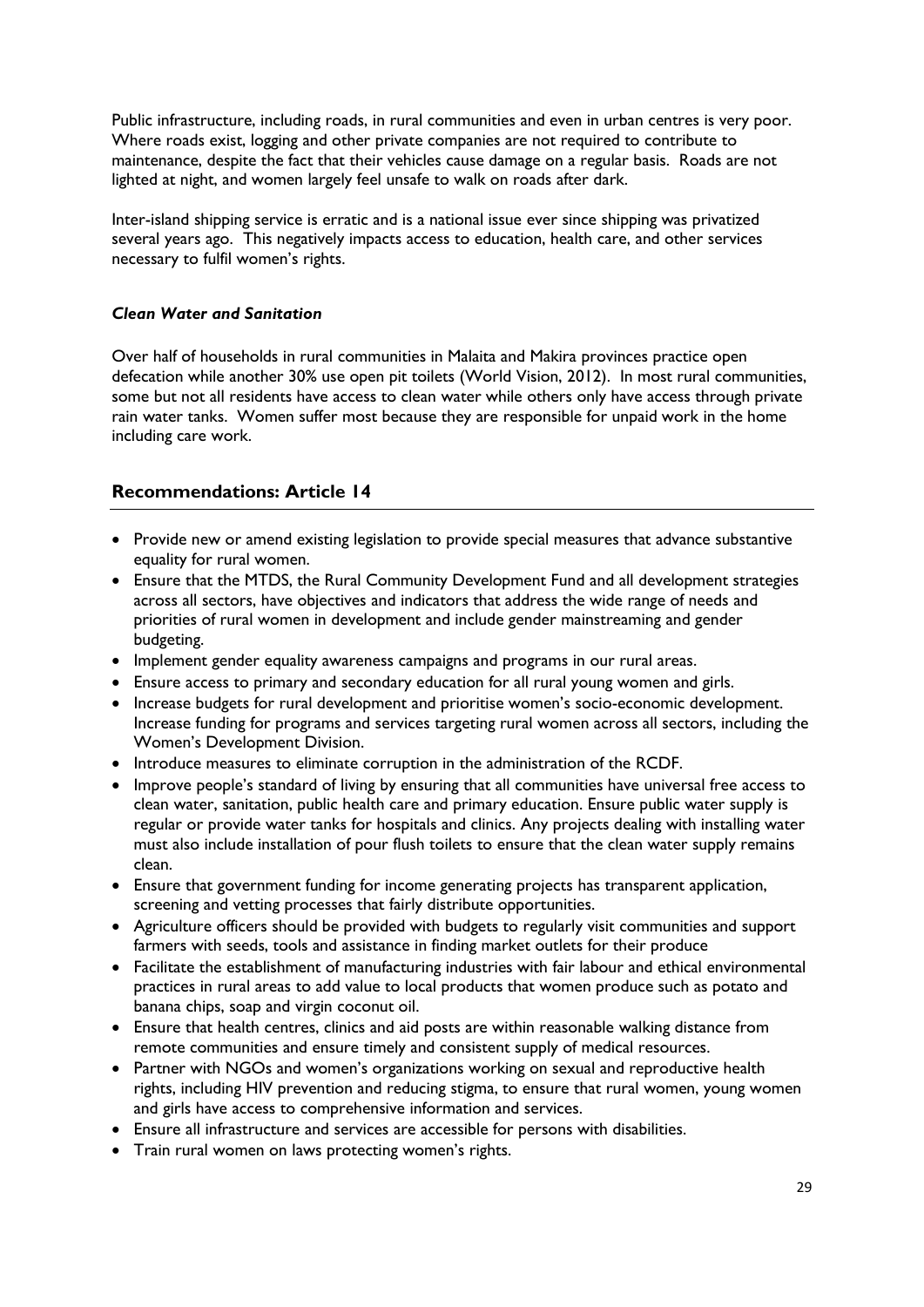Public infrastructure, including roads, in rural communities and even in urban centres is very poor. Where roads exist, logging and other private companies are not required to contribute to maintenance, despite the fact that their vehicles cause damage on a regular basis. Roads are not lighted at night, and women largely feel unsafe to walk on roads after dark.

Inter-island shipping service is erratic and is a national issue ever since shipping was privatized several years ago. This negatively impacts access to education, health care, and other services necessary to fulfil women's rights.

### *Clean Water and Sanitation*

Over half of households in rural communities in Malaita and Makira provinces practice open defecation while another 30% use open pit toilets (World Vision, 2012). In most rural communities, some but not all residents have access to clean water while others only have access through private rain water tanks. Women suffer most because they are responsible for unpaid work in the home including care work.

## Recommendations: Article 14

- Provide new or amend existing legislation to provide special measures that advance substantive equality for rural women.
- Ensure that the MTDS, the Rural Community Development Fund and all development strategies across all sectors, have objectives and indicators that address the wide range of needs and priorities of rural women in development and include gender mainstreaming and gender budgeting.
- Implement gender equality awareness campaigns and programs in our rural areas.
- Ensure access to primary and secondary education for all rural young women and girls.
- Increase budgets for rural development and prioritise women's socio-economic development. Increase funding for programs and services targeting rural women across all sectors, including the Women's Development Division.
- Introduce measures to eliminate corruption in the administration of the RCDF.
- Improve people's standard of living by ensuring that all communities have universal free access to clean water, sanitation, public health care and primary education. Ensure public water supply is regular or provide water tanks for hospitals and clinics. Any projects dealing with installing water must also include installation of pour flush toilets to ensure that the clean water supply remains clean.
- Ensure that government funding for income generating projects has transparent application, screening and vetting processes that fairly distribute opportunities.
- Agriculture officers should be provided with budgets to regularly visit communities and support farmers with seeds, tools and assistance in finding market outlets for their produce
- Facilitate the establishment of manufacturing industries with fair labour and ethical environmental practices in rural areas to add value to local products that women produce such as potato and banana chips, soap and virgin coconut oil.
- Ensure that health centres, clinics and aid posts are within reasonable walking distance from remote communities and ensure timely and consistent supply of medical resources.
- Partner with NGOs and women's organizations working on sexual and reproductive health rights, including HIV prevention and reducing stigma, to ensure that rural women, young women and girls have access to comprehensive information and services.
- Ensure all infrastructure and services are accessible for persons with disabilities.
- Train rural women on laws protecting women's rights.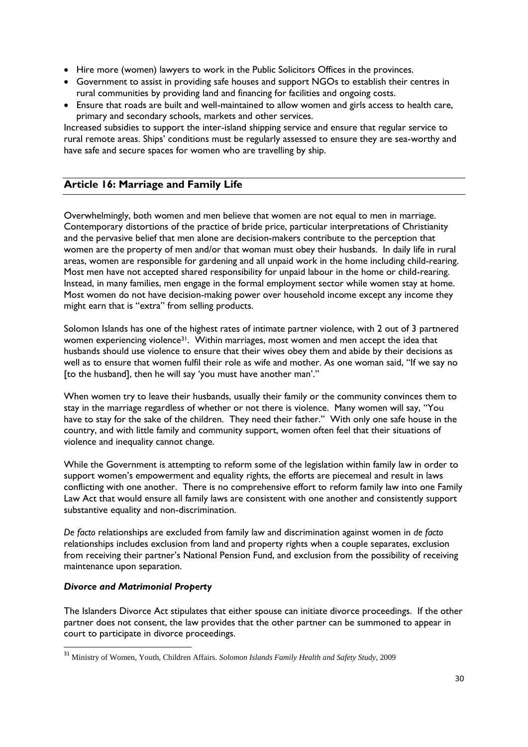- Hire more (women) lawyers to work in the Public Solicitors Offices in the provinces.
- Government to assist in providing safe houses and support NGOs to establish their centres in rural communities by providing land and financing for facilities and ongoing costs.
- Ensure that roads are built and well-maintained to allow women and girls access to health care, primary and secondary schools, markets and other services.

Increased subsidies to support the inter-island shipping service and ensure that regular service to rural remote areas. Ships' conditions must be regularly assessed to ensure they are sea-worthy and have safe and secure spaces for women who are travelling by ship.

## Article 16: Marriage and Family Life

Overwhelmingly, both women and men believe that women are not equal to men in marriage. Contemporary distortions of the practice of bride price, particular interpretations of Christianity and the pervasive belief that men alone are decision-makers contribute to the perception that women are the property of men and/or that woman must obey their husbands. In daily life in rural areas, women are responsible for gardening and all unpaid work in the home including child-rearing. Most men have not accepted shared responsibility for unpaid labour in the home or child-rearing. Instead, in many families, men engage in the formal employment sector while women stay at home. Most women do not have decision-making power over household income except any income they might earn that is "extra" from selling products.

Solomon Islands has one of the highest rates of intimate partner violence, with 2 out of 3 partnered women experiencing violence[31]. Within marriages, most women and men accept the idea that husbands should use violence to ensure that their wives obey them and abide by their decisions as well as to ensure that women fulfil their role as wife and mother. As one woman said, "If we say no [to the husband], then he will say 'you must have another man'."

When women try to leave their husbands, usually their family or the community convinces them to stay in the marriage regardless of whether or not there is violence. Many women will say, "You have to stay for the sake of the children. They need their father." With only one safe house in the country, and with little family and community support, women often feel that their situations of violence and inequality cannot change.

While the Government is attempting to reform some of the legislation within family law in order to support women's empowerment and equality rights, the efforts are piecemeal and result in laws conflicting with one another. There is no comprehensive effort to reform family law into one Family Law Act that would ensure all family laws are consistent with one another and consistently support substantive equality and non-discrimination.

*De facto* relationships are excluded from family law and discrimination against women in *de facto* relationships includes exclusion from land and property rights when a couple separates, exclusion from receiving their partner's National Pension Fund, and exclusion from the possibility of receiving maintenance upon separation.

### *Divorce and Matrimonial Property*

The Islanders Divorce Act stipulates that either spouse can initiate divorce proceedings. If the other partner does not consent, the law provides that the other partner can be summoned to appear in court to participate in divorce proceedings.

[31] Ministry of Women, Youth, Children Affairs. *Solomon Islands Family Health and Safety Study*, 2009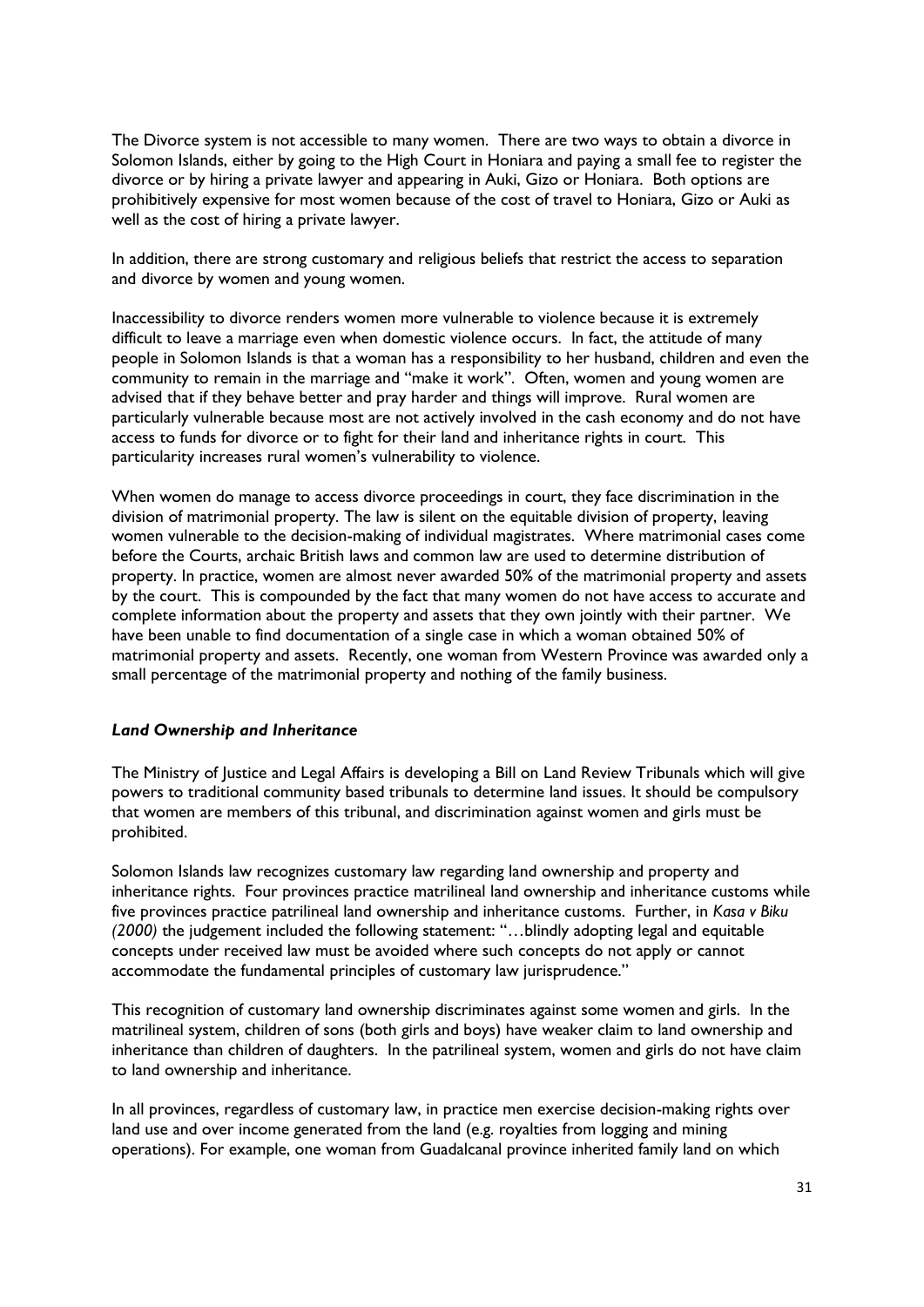The Divorce system is not accessible to many women. There are two ways to obtain a divorce in Solomon Islands, either by going to the High Court in Honiara and paying a small fee to register the divorce or by hiring a private lawyer and appearing in Auki, Gizo or Honiara. Both options are prohibitively expensive for most women because of the cost of travel to Honiara, Gizo or Auki as well as the cost of hiring a private lawyer.

In addition, there are strong customary and religious beliefs that restrict the access to separation and divorce by women and young women.

Inaccessibility to divorce renders women more vulnerable to violence because it is extremely difficult to leave a marriage even when domestic violence occurs. In fact, the attitude of many people in Solomon Islands is that a woman has a responsibility to her husband, children and even the community to remain in the marriage and "make it work". Often, women and young women are advised that if they behave better and pray harder and things will improve. Rural women are particularly vulnerable because most are not actively involved in the cash economy and do not have access to funds for divorce or to fight for their land and inheritance rights in court. This particularity increases rural women's vulnerability to violence.

When women do manage to access divorce proceedings in court, they face discrimination in the division of matrimonial property. The law is silent on the equitable division of property, leaving women vulnerable to the decision-making of individual magistrates. Where matrimonial cases come before the Courts, archaic British laws and common law are used to determine distribution of property. In practice, women are almost never awarded 50% of the matrimonial property and assets by the court. This is compounded by the fact that many women do not have access to accurate and complete information about the property and assets that they own jointly with their partner. We have been unable to find documentation of a single case in which a woman obtained 50% of matrimonial property and assets. Recently, one woman from Western Province was awarded only a small percentage of the matrimonial property and nothing of the family business.

### *Land Ownership and Inheritance*

The Ministry of Justice and Legal Affairs is developing a Bill on Land Review Tribunals which will give powers to traditional community based tribunals to determine land issues. It should be compulsory that women are members of this tribunal, and discrimination against women and girls must be prohibited.

Solomon Islands law recognizes customary law regarding land ownership and property and inheritance rights. Four provinces practice matrilineal land ownership and inheritance customs while five provinces practice patrilineal land ownership and inheritance customs. Further, in *Kasa v Biku (2000)* the judgement included the following statement: "…blindly adopting legal and equitable concepts under received law must be avoided where such concepts do not apply or cannot accommodate the fundamental principles of customary law jurisprudence."

This recognition of customary land ownership discriminates against some women and girls. In the matrilineal system, children of sons (both girls and boys) have weaker claim to land ownership and inheritance than children of daughters. In the patrilineal system, women and girls do not have claim to land ownership and inheritance.

In all provinces, regardless of customary law, in practice men exercise decision-making rights over land use and over income generated from the land (e.g. royalties from logging and mining operations). For example, one woman from Guadalcanal province inherited family land on which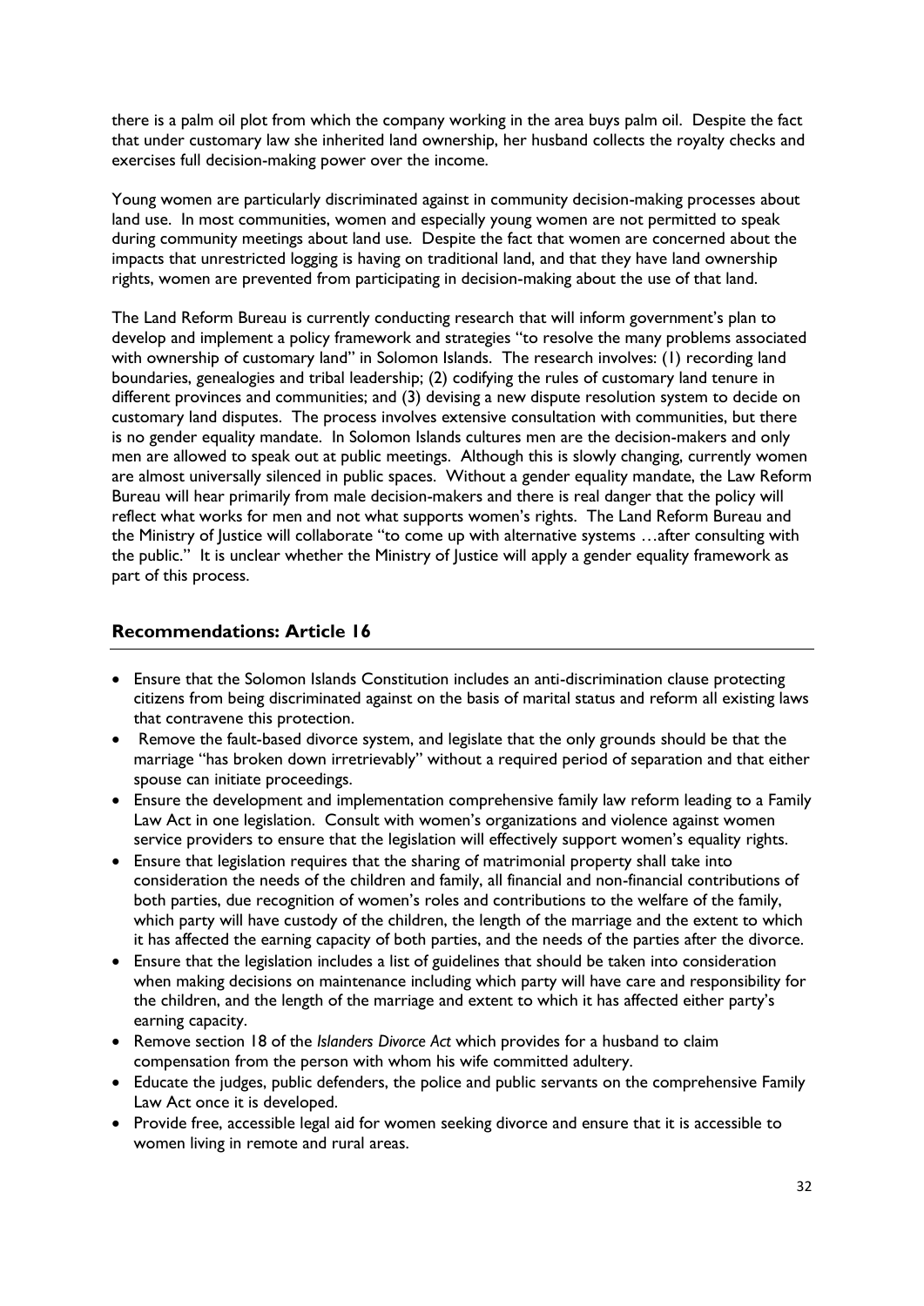there is a palm oil plot from which the company working in the area buys palm oil. Despite the fact that under customary law she inherited land ownership, her husband collects the royalty checks and exercises full decision-making power over the income.

Young women are particularly discriminated against in community decision-making processes about land use. In most communities, women and especially young women are not permitted to speak during community meetings about land use. Despite the fact that women are concerned about the impacts that unrestricted logging is having on traditional land, and that they have land ownership rights, women are prevented from participating in decision-making about the use of that land.

The Land Reform Bureau is currently conducting research that will inform government's plan to develop and implement a policy framework and strategies "to resolve the many problems associated with ownership of customary land" in Solomon Islands. The research involves: (1) recording land boundaries, genealogies and tribal leadership; (2) codifying the rules of customary land tenure in different provinces and communities; and (3) devising a new dispute resolution system to decide on customary land disputes. The process involves extensive consultation with communities, but there is no gender equality mandate. In Solomon Islands cultures men are the decision-makers and only men are allowed to speak out at public meetings. Although this is slowly changing, currently women are almost universally silenced in public spaces. Without a gender equality mandate, the Law Reform Bureau will hear primarily from male decision-makers and there is real danger that the policy will reflect what works for men and not what supports women's rights. The Land Reform Bureau and the Ministry of Justice will collaborate "to come up with alternative systems …after consulting with the public." It is unclear whether the Ministry of Justice will apply a gender equality framework as part of this process.

## Recommendations: Article 16

- Ensure that the Solomon Islands Constitution includes an anti-discrimination clause protecting citizens from being discriminated against on the basis of marital status and reform all existing laws that contravene this protection.
- Remove the fault-based divorce system, and legislate that the only grounds should be that the marriage "has broken down irretrievably" without a required period of separation and that either spouse can initiate proceedings.
- Ensure the development and implementation comprehensive family law reform leading to a Family Law Act in one legislation. Consult with women's organizations and violence against women service providers to ensure that the legislation will effectively support women's equality rights.
- Ensure that legislation requires that the sharing of matrimonial property shall take into consideration the needs of the children and family, all financial and non-financial contributions of both parties, due recognition of women's roles and contributions to the welfare of the family, which party will have custody of the children, the length of the marriage and the extent to which it has affected the earning capacity of both parties, and the needs of the parties after the divorce.
- Ensure that the legislation includes a list of guidelines that should be taken into consideration when making decisions on maintenance including which party will have care and responsibility for the children, and the length of the marriage and extent to which it has affected either party's earning capacity.
- Remove section 18 of the *Islanders Divorce Act* which provides for a husband to claim compensation from the person with whom his wife committed adultery.
- Educate the judges, public defenders, the police and public servants on the comprehensive Family Law Act once it is developed.
- Provide free, accessible legal aid for women seeking divorce and ensure that it is accessible to women living in remote and rural areas.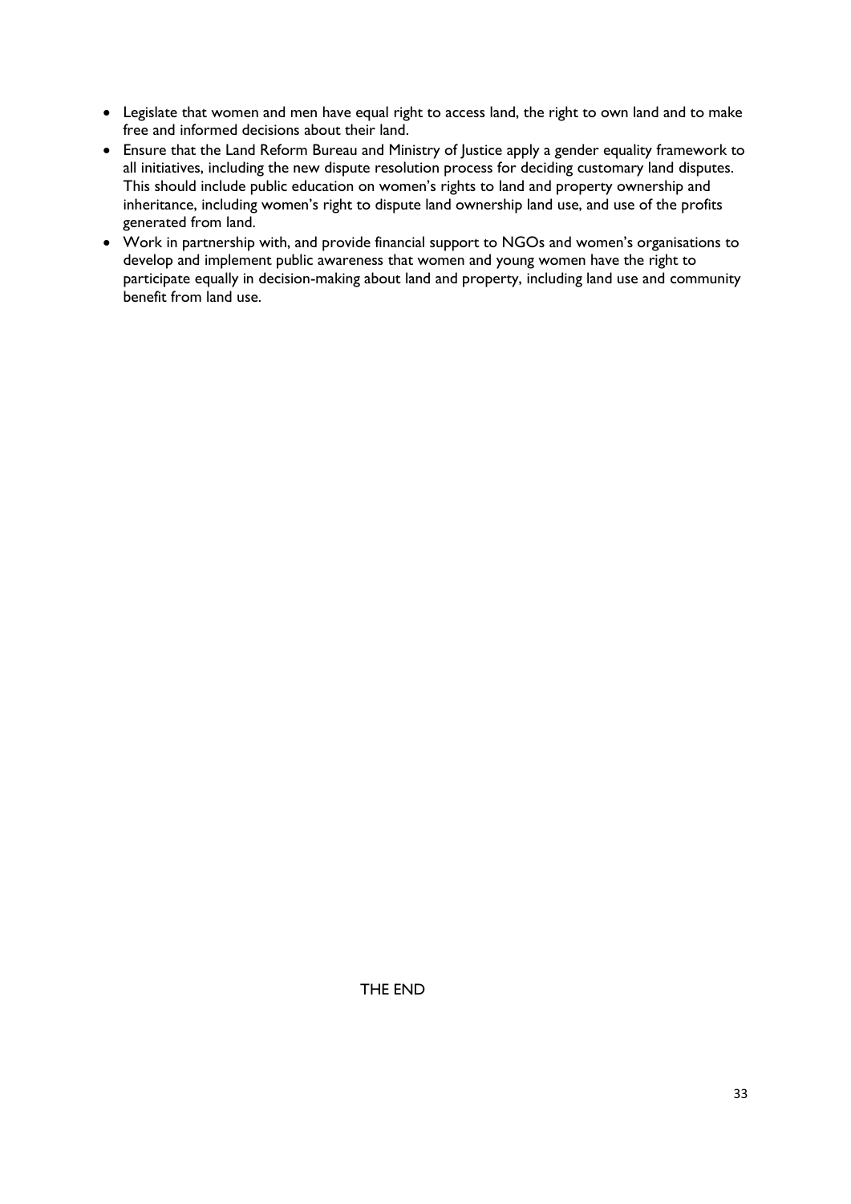- Legislate that women and men have equal right to access land, the right to own land and to make free and informed decisions about their land.
- Ensure that the Land Reform Bureau and Ministry of Justice apply a gender equality framework to all initiatives, including the new dispute resolution process for deciding customary land disputes. This should include public education on women's rights to land and property ownership and inheritance, including women's right to dispute land ownership land use, and use of the profits generated from land.
- Work in partnership with, and provide financial support to NGOs and women's organisations to develop and implement public awareness that women and young women have the right to participate equally in decision-making about land and property, including land use and community benefit from land use.

THE END